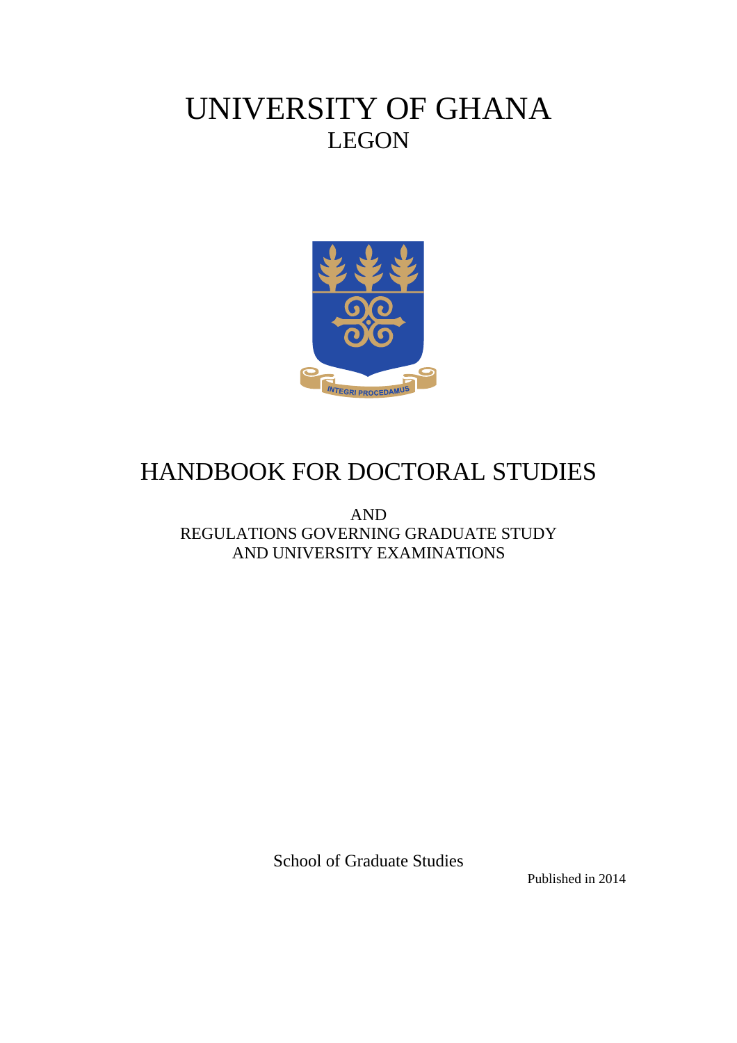# UNIVERSITY OF GHANA
## LEGON

INTEGRI PROCEDAMUS

# HANDBOOK FOR DOCTORAL STUDIES

AND
REGULATIONS GOVERNING GRADUATE STUDY
AND UNIVERSITY EXAMINATIONS

School of Graduate Studies

Published in 2014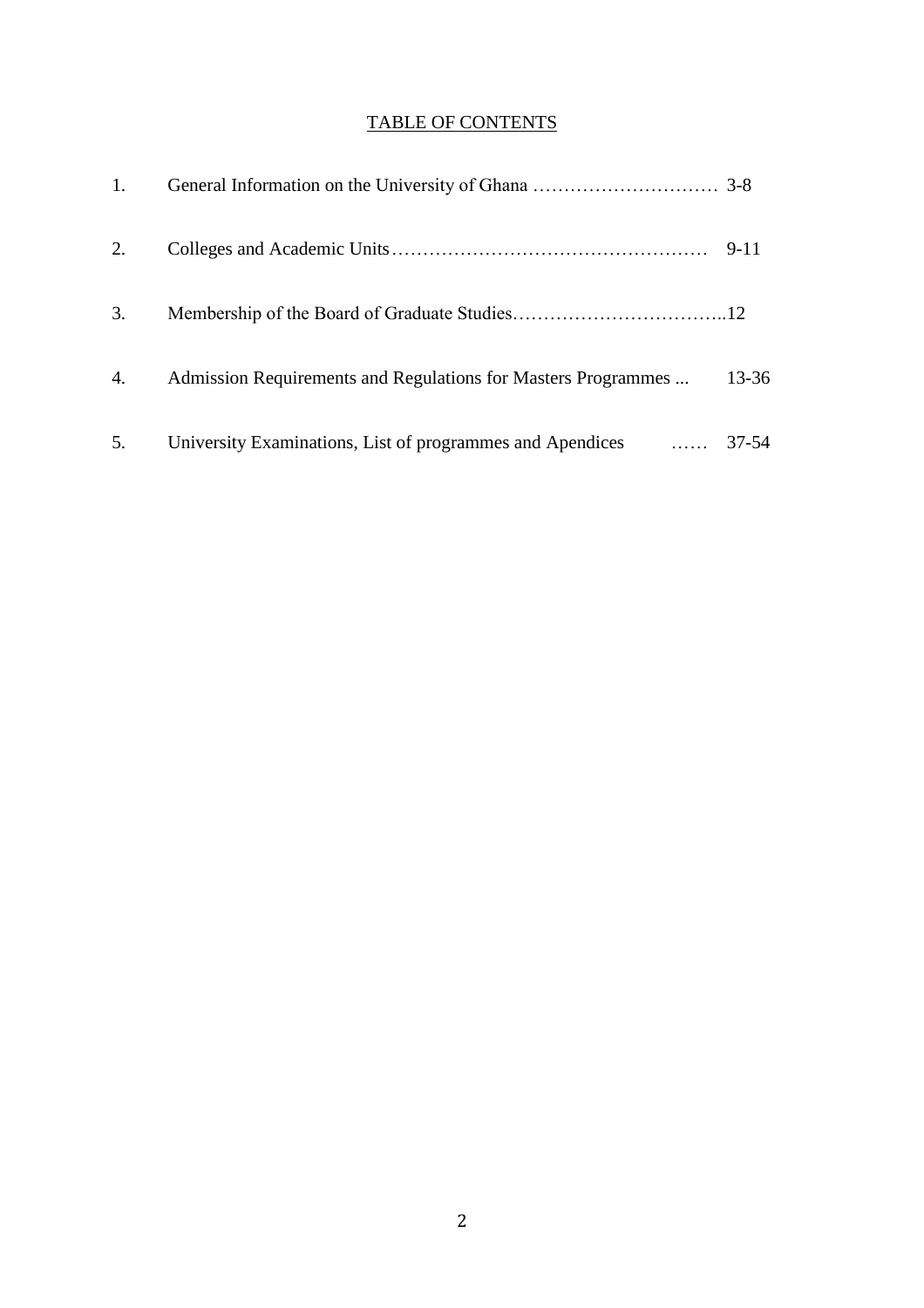# TABLE OF CONTENTS

1. General Information on the University of Ghana ………………………… 3-8

2. Colleges and Academic Units…………………………………………… 9-11

3. Membership of the Board of Graduate Studies……………………………..12

4. Admission Requirements and Regulations for Masters Programmes ... 13-36

5. University Examinations, List of programmes and Apendices …… 37-54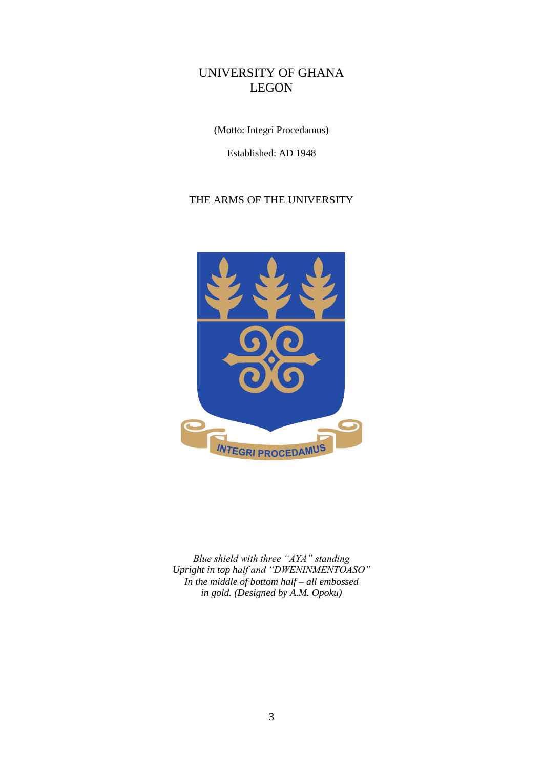# UNIVERSITY OF GHANA
# LEGON

(Motto: Integri Procedamus)

Established: AD 1948

## THE ARMS OF THE UNIVERSITY

*Blue shield with three "AYA" standing*
*Upright in top half and "DWENINMENTOASO"*
*In the middle of bottom half – all embossed*
*in gold. (Designed by A.M. Opoku)*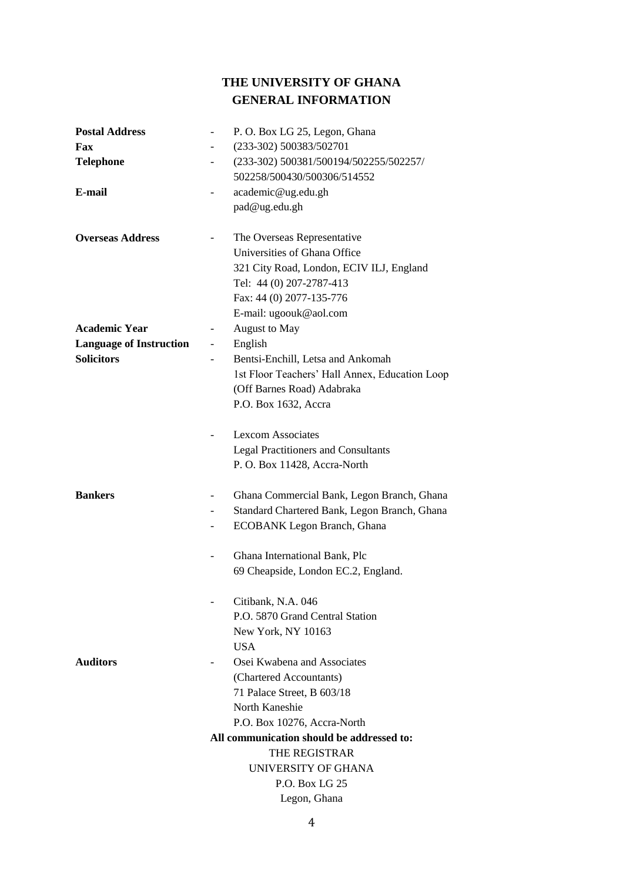# THE UNIVERSITY OF GHANA
## GENERAL INFORMATION

| | | |
|---|---|---|
| **Postal Address** | - | P. O. Box LG 25, Legon, Ghana |
| **Fax** | - | (233-302) 500383/502701 |
| **Telephone** | - | (233-302) 500381/500194/502255/502257/ 502258/500430/500306/514552 |
| **E-mail** | - | academic@ug.edu.gh<br>pad@ug.edu.gh |
| **Overseas Address** | - | The Overseas Representative<br>Universities of Ghana Office<br>321 City Road, London, ECIV ILJ, England<br>Tel: 44 (0) 207-2787-413<br>Fax: 44 (0) 2077-135-776<br>E-mail: ugoouk@aol.com |
| **Academic Year** | - | August to May |
| **Language of Instruction** | - | English |
| **Solicitors** | - | Bentsi-Enchill, Letsa and Ankomah<br>1st Floor Teachers' Hall Annex, Education Loop<br>(Off Barnes Road) Adabraka<br>P.O. Box 1632, Accra |
| | - | Lexcom Associates<br>Legal Practitioners and Consultants<br>P. O. Box 11428, Accra-North |
| **Bankers** | - | Ghana Commercial Bank, Legon Branch, Ghana |
| | - | Standard Chartered Bank, Legon Branch, Ghana |
| | - | ECOBANK Legon Branch, Ghana |
| | - | Ghana International Bank, Plc<br>69 Cheapside, London EC.2, England. |
| | - | Citibank, N.A. 046<br>P.O. 5870 Grand Central Station<br>New York, NY 10163<br>USA |
| **Auditors** | - | Osei Kwabena and Associates<br>(Chartered Accountants)<br>71 Palace Street, B 603/18<br>North Kaneshie<br>P.O. Box 10276, Accra-North |

**All communication should be addressed to:**

THE REGISTRAR  
UNIVERSITY OF GHANA  
P.O. Box LG 25  
Legon, Ghana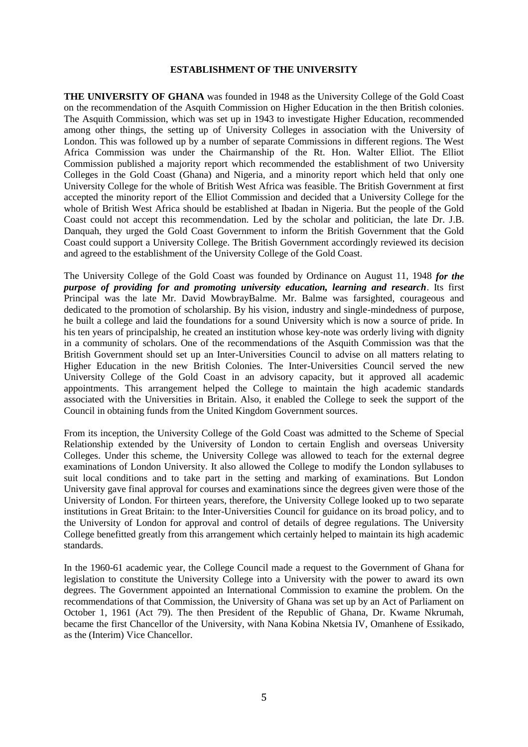## ESTABLISHMENT OF THE UNIVERSITY

**THE UNIVERSITY OF GHANA** was founded in 1948 as the University College of the Gold Coast on the recommendation of the Asquith Commission on Higher Education in the then British colonies. The Asquith Commission, which was set up in 1943 to investigate Higher Education, recommended among other things, the setting up of University Colleges in association with the University of London. This was followed up by a number of separate Commissions in different regions. The West Africa Commission was under the Chairmanship of the Rt. Hon. Walter Elliot. The Elliot Commission published a majority report which recommended the establishment of two University Colleges in the Gold Coast (Ghana) and Nigeria, and a minority report which held that only one University College for the whole of British West Africa was feasible. The British Government at first accepted the minority report of the Elliot Commission and decided that a University College for the whole of British West Africa should be established at Ibadan in Nigeria. But the people of the Gold Coast could not accept this recommendation. Led by the scholar and politician, the late Dr. J.B. Danquah, they urged the Gold Coast Government to inform the British Government that the Gold Coast could support a University College. The British Government accordingly reviewed its decision and agreed to the establishment of the University College of the Gold Coast.

The University College of the Gold Coast was founded by Ordinance on August 11, 1948 ***for the purpose of providing for and promoting university education, learning and research***. Its first Principal was the late Mr. David MowbrayBalme. Mr. Balme was farsighted, courageous and dedicated to the promotion of scholarship. By his vision, industry and single-mindedness of purpose, he built a college and laid the foundations for a sound University which is now a source of pride. In his ten years of principalship, he created an institution whose key-note was orderly living with dignity in a community of scholars. One of the recommendations of the Asquith Commission was that the British Government should set up an Inter-Universities Council to advise on all matters relating to Higher Education in the new British Colonies. The Inter-Universities Council served the new University College of the Gold Coast in an advisory capacity, but it approved all academic appointments. This arrangement helped the College to maintain the high academic standards associated with the Universities in Britain. Also, it enabled the College to seek the support of the Council in obtaining funds from the United Kingdom Government sources.

From its inception, the University College of the Gold Coast was admitted to the Scheme of Special Relationship extended by the University of London to certain English and overseas University Colleges. Under this scheme, the University College was allowed to teach for the external degree examinations of London University. It also allowed the College to modify the London syllabuses to suit local conditions and to take part in the setting and marking of examinations. But London University gave final approval for courses and examinations since the degrees given were those of the University of London. For thirteen years, therefore, the University College looked up to two separate institutions in Great Britain: to the Inter-Universities Council for guidance on its broad policy, and to the University of London for approval and control of details of degree regulations. The University College benefitted greatly from this arrangement which certainly helped to maintain its high academic standards.

In the 1960-61 academic year, the College Council made a request to the Government of Ghana for legislation to constitute the University College into a University with the power to award its own degrees. The Government appointed an International Commission to examine the problem. On the recommendations of that Commission, the University of Ghana was set up by an Act of Parliament on October 1, 1961 (Act 79). The then President of the Republic of Ghana, Dr. Kwame Nkrumah, became the first Chancellor of the University, with Nana Kobina Nketsia IV, Omanhene of Essikado, as the (Interim) Vice Chancellor.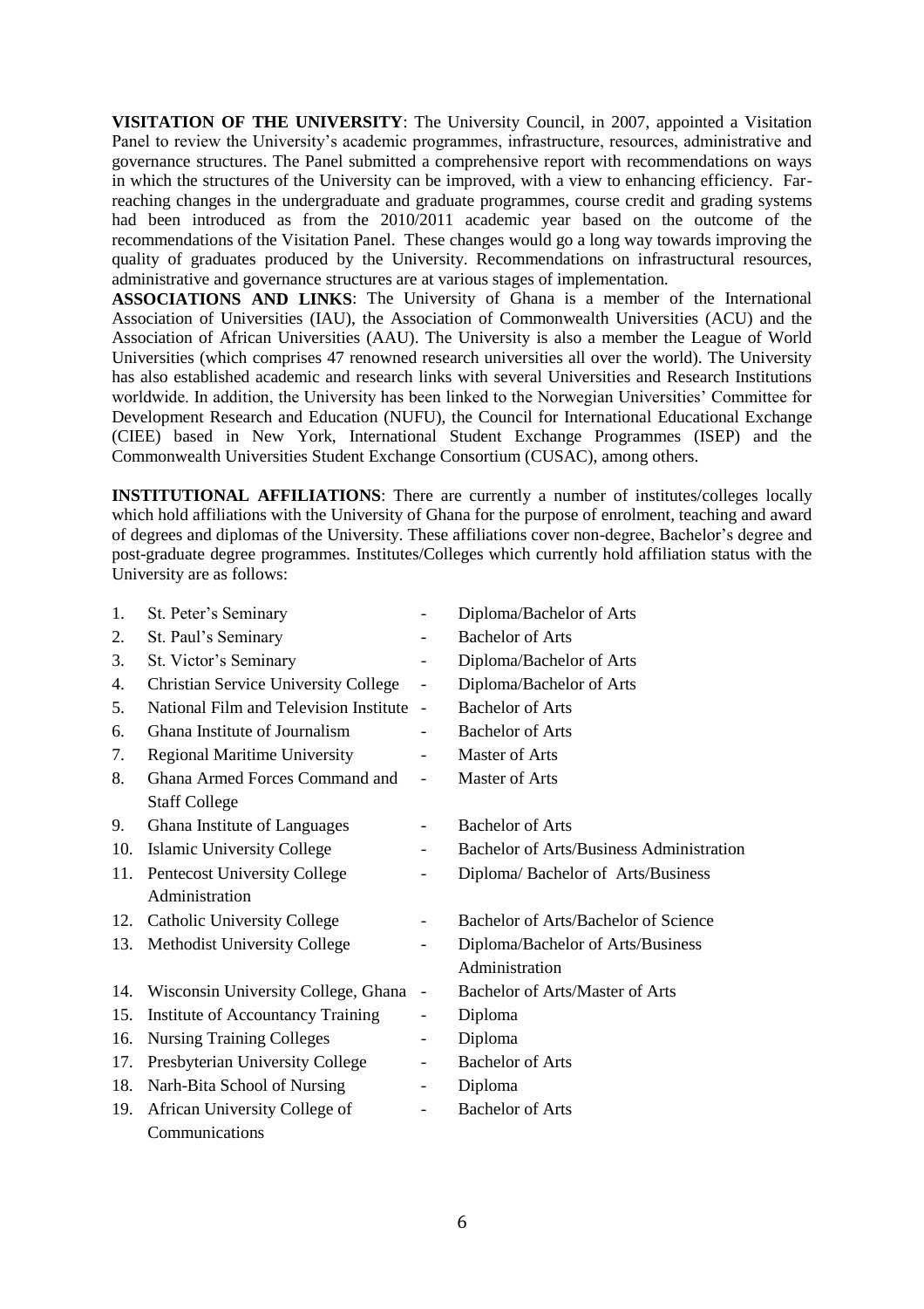**VISITATION OF THE UNIVERSITY**: The University Council, in 2007, appointed a Visitation Panel to review the University's academic programmes, infrastructure, resources, administrative and governance structures. The Panel submitted a comprehensive report with recommendations on ways in which the structures of the University can be improved, with a view to enhancing efficiency. Far-reaching changes in the undergraduate and graduate programmes, course credit and grading systems had been introduced as from the 2010/2011 academic year based on the outcome of the recommendations of the Visitation Panel. These changes would go a long way towards improving the quality of graduates produced by the University. Recommendations on infrastructural resources, administrative and governance structures are at various stages of implementation.

**ASSOCIATIONS AND LINKS**: The University of Ghana is a member of the International Association of Universities (IAU), the Association of Commonwealth Universities (ACU) and the Association of African Universities (AAU). The University is also a member the League of World Universities (which comprises 47 renowned research universities all over the world). The University has also established academic and research links with several Universities and Research Institutions worldwide. In addition, the University has been linked to the Norwegian Universities' Committee for Development Research and Education (NUFU), the Council for International Educational Exchange (CIEE) based in New York, International Student Exchange Programmes (ISEP) and the Commonwealth Universities Student Exchange Consortium (CUSAC), among others.

**INSTITUTIONAL AFFILIATIONS**: There are currently a number of institutes/colleges locally which hold affiliations with the University of Ghana for the purpose of enrolment, teaching and award of degrees and diplomas of the University. These affiliations cover non-degree, Bachelor's degree and post-graduate degree programmes. Institutes/Colleges which currently hold affiliation status with the University are as follows:

1. St. Peter's Seminary - Diploma/Bachelor of Arts
2. St. Paul's Seminary - Bachelor of Arts
3. St. Victor's Seminary - Diploma/Bachelor of Arts
4. Christian Service University College - Diploma/Bachelor of Arts
5. National Film and Television Institute - Bachelor of Arts
6. Ghana Institute of Journalism - Bachelor of Arts
7. Regional Maritime University - Master of Arts
8. Ghana Armed Forces Command and Staff College - Master of Arts
9. Ghana Institute of Languages - Bachelor of Arts
10. Islamic University College - Bachelor of Arts/Business Administration
11. Pentecost University College - Diploma/ Bachelor of Arts/Business Administration
12. Catholic University College - Bachelor of Arts/Bachelor of Science
13. Methodist University College - Diploma/Bachelor of Arts/Business Administration
14. Wisconsin University College, Ghana - Bachelor of Arts/Master of Arts
15. Institute of Accountancy Training - Diploma
16. Nursing Training Colleges - Diploma
17. Presbyterian University College - Bachelor of Arts
18. Narh-Bita School of Nursing - Diploma
19. African University College of Communications - Bachelor of Arts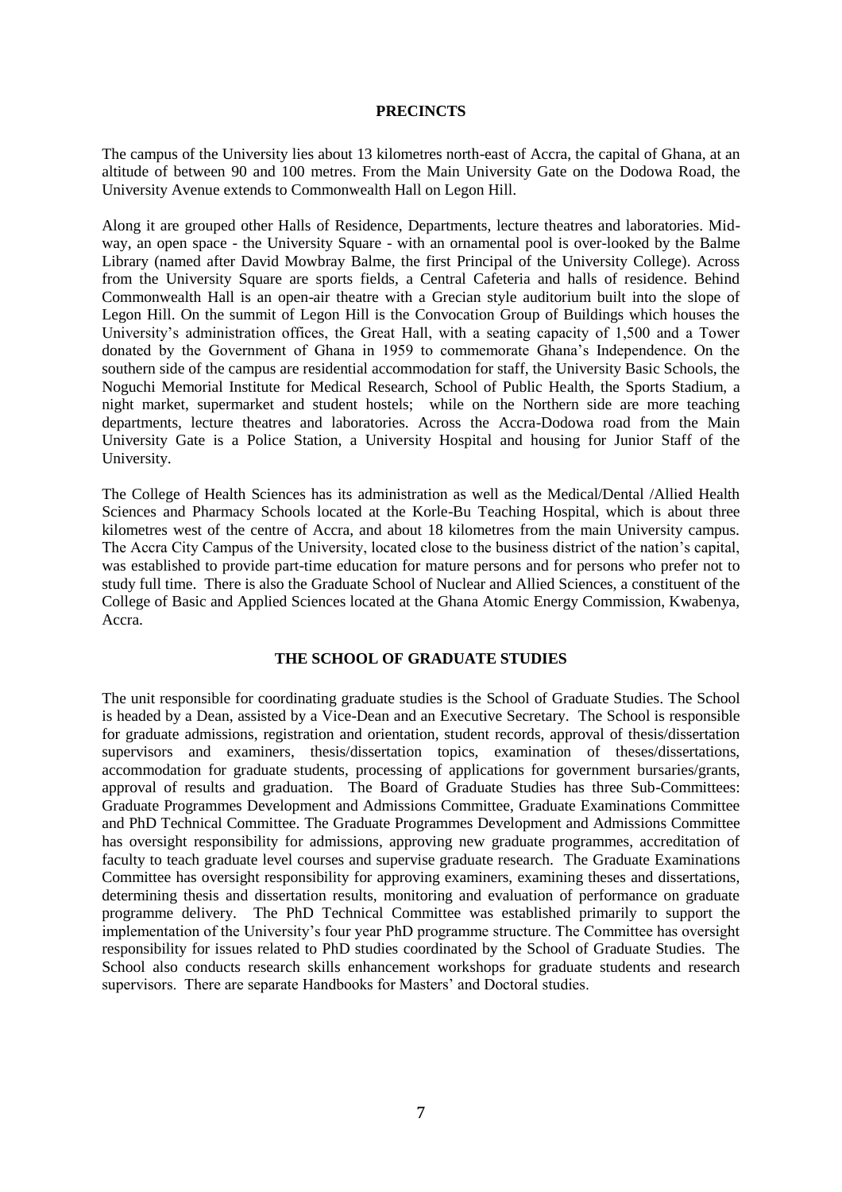## PRECINCTS

The campus of the University lies about 13 kilometres north-east of Accra, the capital of Ghana, at an altitude of between 90 and 100 metres. From the Main University Gate on the Dodowa Road, the University Avenue extends to Commonwealth Hall on Legon Hill.

Along it are grouped other Halls of Residence, Departments, lecture theatres and laboratories. Mid-way, an open space - the University Square - with an ornamental pool is over-looked by the Balme Library (named after David Mowbray Balme, the first Principal of the University College). Across from the University Square are sports fields, a Central Cafeteria and halls of residence. Behind Commonwealth Hall is an open-air theatre with a Grecian style auditorium built into the slope of Legon Hill. On the summit of Legon Hill is the Convocation Group of Buildings which houses the University's administration offices, the Great Hall, with a seating capacity of 1,500 and a Tower donated by the Government of Ghana in 1959 to commemorate Ghana's Independence. On the southern side of the campus are residential accommodation for staff, the University Basic Schools, the Noguchi Memorial Institute for Medical Research, School of Public Health, the Sports Stadium, a night market, supermarket and student hostels; while on the Northern side are more teaching departments, lecture theatres and laboratories. Across the Accra-Dodowa road from the Main University Gate is a Police Station, a University Hospital and housing for Junior Staff of the University.

The College of Health Sciences has its administration as well as the Medical/Dental /Allied Health Sciences and Pharmacy Schools located at the Korle-Bu Teaching Hospital, which is about three kilometres west of the centre of Accra, and about 18 kilometres from the main University campus. The Accra City Campus of the University, located close to the business district of the nation's capital, was established to provide part-time education for mature persons and for persons who prefer not to study full time. There is also the Graduate School of Nuclear and Allied Sciences, a constituent of the College of Basic and Applied Sciences located at the Ghana Atomic Energy Commission, Kwabenya, Accra.

## THE SCHOOL OF GRADUATE STUDIES

The unit responsible for coordinating graduate studies is the School of Graduate Studies. The School is headed by a Dean, assisted by a Vice-Dean and an Executive Secretary. The School is responsible for graduate admissions, registration and orientation, student records, approval of thesis/dissertation supervisors and examiners, thesis/dissertation topics, examination of theses/dissertations, accommodation for graduate students, processing of applications for government bursaries/grants, approval of results and graduation. The Board of Graduate Studies has three Sub-Committees: Graduate Programmes Development and Admissions Committee, Graduate Examinations Committee and PhD Technical Committee. The Graduate Programmes Development and Admissions Committee has oversight responsibility for admissions, approving new graduate programmes, accreditation of faculty to teach graduate level courses and supervise graduate research. The Graduate Examinations Committee has oversight responsibility for approving examiners, examining theses and dissertations, determining thesis and dissertation results, monitoring and evaluation of performance on graduate programme delivery. The PhD Technical Committee was established primarily to support the implementation of the University's four year PhD programme structure. The Committee has oversight responsibility for issues related to PhD studies coordinated by the School of Graduate Studies. The School also conducts research skills enhancement workshops for graduate students and research supervisors. There are separate Handbooks for Masters' and Doctoral studies.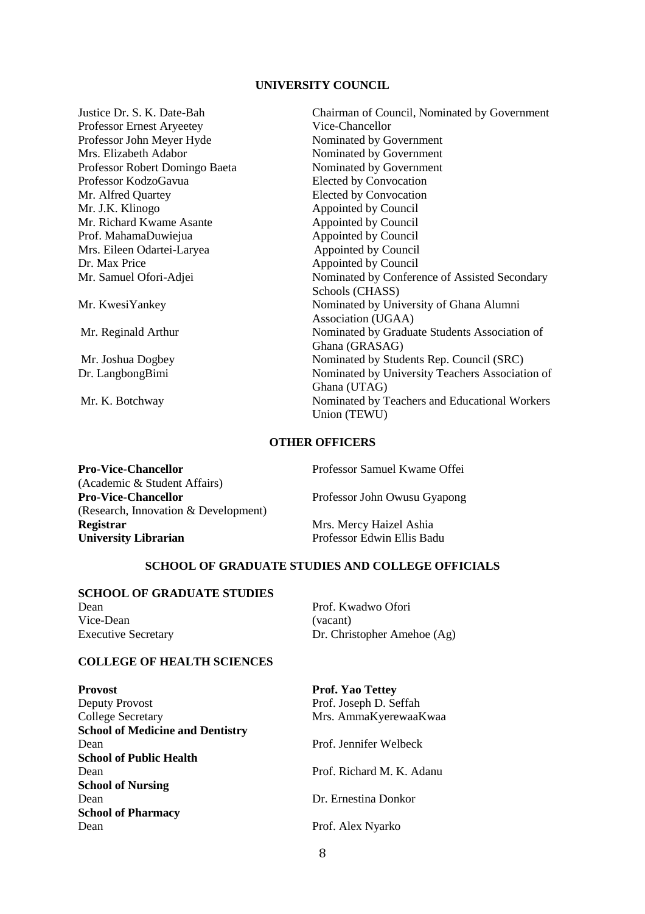## UNIVERSITY COUNCIL

| | |
|---|---|
| Justice Dr. S. K. Date-Bah | Chairman of Council, Nominated by Government |
| Professor Ernest Aryeetey | Vice-Chancellor |
| Professor John Meyer Hyde | Nominated by Government |
| Mrs. Elizabeth Adabor | Nominated by Government |
| Professor Robert Domingo Baeta | Nominated by Government |
| Professor KodzoGavua | Elected by Convocation |
| Mr. Alfred Quartey | Elected by Convocation |
| Mr. J.K. Klinogo | Appointed by Council |
| Mr. Richard Kwame Asante | Appointed by Council |
| Prof. MahamaDuwiejua | Appointed by Council |
| Mrs. Eileen Odartei-Laryea | Appointed by Council |
| Dr. Max Price | Appointed by Council |
| Mr. Samuel Ofori-Adjei | Nominated by Conference of Assisted Secondary Schools (CHASS) |
| Mr. KwesiYankey | Nominated by University of Ghana Alumni Association (UGAA) |
| Mr. Reginald Arthur | Nominated by Graduate Students Association of Ghana (GRASAG) |
| Mr. Joshua Dogbey | Nominated by Students Rep. Council (SRC) |
| Dr. LangbongBimi | Nominated by University Teachers Association of Ghana (UTAG) |
| Mr. K. Botchway | Nominated by Teachers and Educational Workers Union (TEWU) |

## OTHER OFFICERS

| | |
|---|---|
| **Pro-Vice-Chancellor** (Academic & Student Affairs) | Professor Samuel Kwame Offei |
| **Pro-Vice-Chancellor** (Research, Innovation & Development) | Professor John Owusu Gyapong |
| **Registrar** | Mrs. Mercy Haizel Ashia |
| **University Librarian** | Professor Edwin Ellis Badu |

## SCHOOL OF GRADUATE STUDIES AND COLLEGE OFFICIALS

### SCHOOL OF GRADUATE STUDIES

| | |
|---|---|
| Dean | Prof. Kwadwo Ofori |
| Vice-Dean | (vacant) |
| Executive Secretary | Dr. Christopher Amehoe (Ag) |

### COLLEGE OF HEALTH SCIENCES

| | |
|---|---|
| **Provost** | **Prof. Yao Tettey** |
| Deputy Provost | Prof. Joseph D. Seffah |
| College Secretary | Mrs. AmmaKyerewaaKwaa |
| **School of Medicine and Dentistry** | |
| Dean | Prof. Jennifer Welbeck |
| **School of Public Health** | |
| Dean | Prof. Richard M. K. Adanu |
| **School of Nursing** | |
| Dean | Dr. Ernestina Donkor |
| **School of Pharmacy** | |
| Dean | Prof. Alex Nyarko |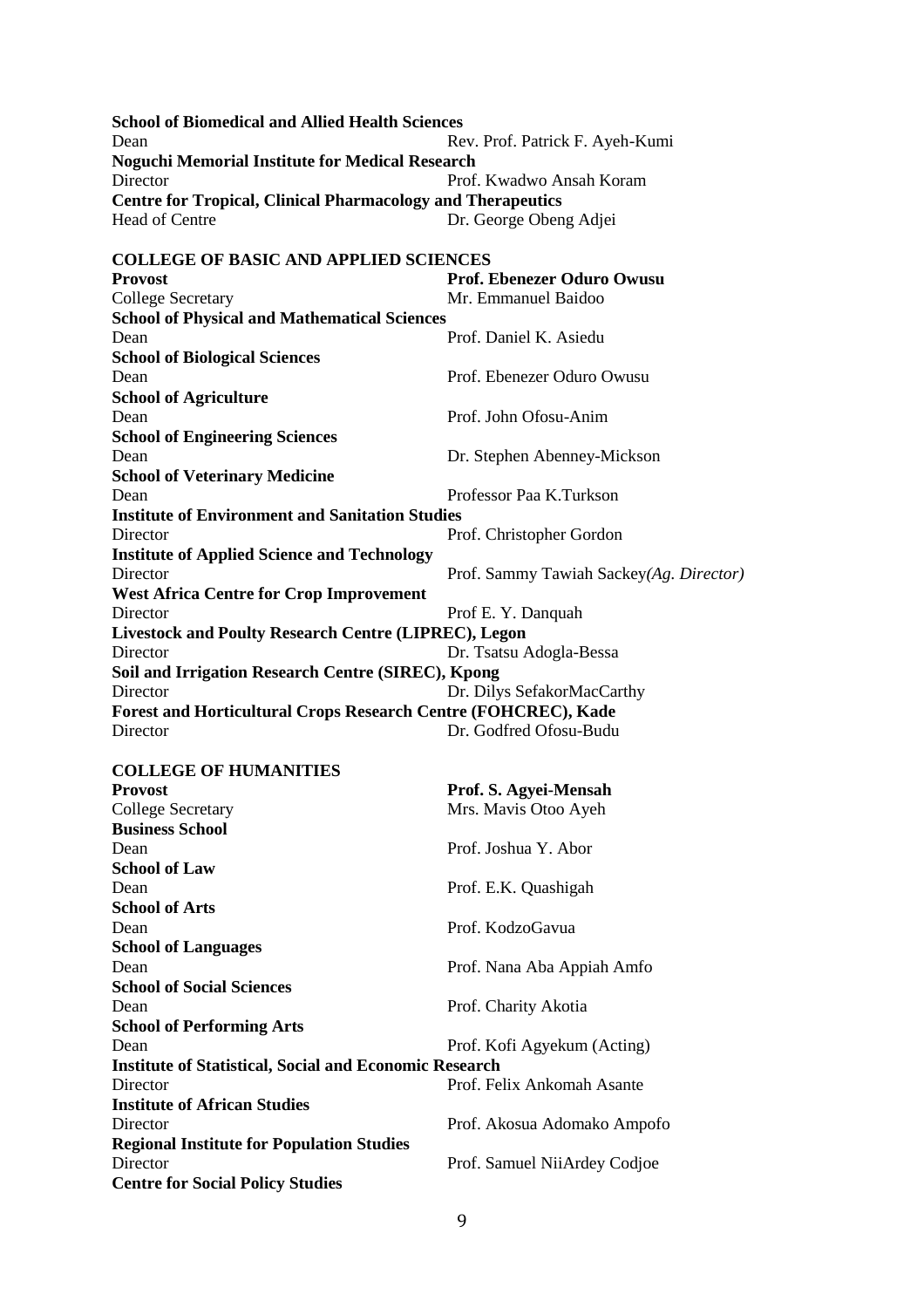**School of Biomedical and Allied Health Sciences**
Dean — Rev. Prof. Patrick F. Ayeh-Kumi

**Noguchi Memorial Institute for Medical Research**
Director — Prof. Kwadwo Ansah Koram

**Centre for Tropical, Clinical Pharmacology and Therapeutics**
Head of Centre — Dr. George Obeng Adjei

## COLLEGE OF BASIC AND APPLIED SCIENCES

**Provost** — **Prof. Ebenezer Oduro Owusu**
College Secretary — Mr. Emmanuel Baidoo

**School of Physical and Mathematical Sciences**
Dean — Prof. Daniel K. Asiedu

**School of Biological Sciences**
Dean — Prof. Ebenezer Oduro Owusu

**School of Agriculture**
Dean — Prof. John Ofosu-Anim

**School of Engineering Sciences**
Dean — Dr. Stephen Abenney-Mickson

**School of Veterinary Medicine**
Dean — Professor Paa K.Turkson

**Institute of Environment and Sanitation Studies**
Director — Prof. Christopher Gordon

**Institute of Applied Science and Technology**
Director — Prof. Sammy Tawiah Sackey*(Ag. Director)*

**West Africa Centre for Crop Improvement**
Director — Prof E. Y. Danquah

**Livestock and Poulty Research Centre (LIPREC), Legon**
Director — Dr. Tsatsu Adogla-Bessa

**Soil and Irrigation Research Centre (SIREC), Kpong**
Director — Dr. Dilys SefakorMacCarthy

**Forest and Horticultural Crops Research Centre (FOHCREC), Kade**
Director — Dr. Godfred Ofosu-Budu

## COLLEGE OF HUMANITIES

**Provost** — **Prof. S. Agyei-Mensah**
College Secretary — Mrs. Mavis Otoo Ayeh

**Business School**
Dean — Prof. Joshua Y. Abor

**School of Law**
Dean — Prof. E.K. Quashigah

**School of Arts**
Dean — Prof. KodzoGavua

**School of Languages**
Dean — Prof. Nana Aba Appiah Amfo

**School of Social Sciences**
Dean — Prof. Charity Akotia

**School of Performing Arts**
Dean — Prof. Kofi Agyekum (Acting)

**Institute of Statistical, Social and Economic Research**
Director — Prof. Felix Ankomah Asante

**Institute of African Studies**
Director — Prof. Akosua Adomako Ampofo

**Regional Institute for Population Studies**
Director — Prof. Samuel NiiArdey Codjoe

**Centre for Social Policy Studies**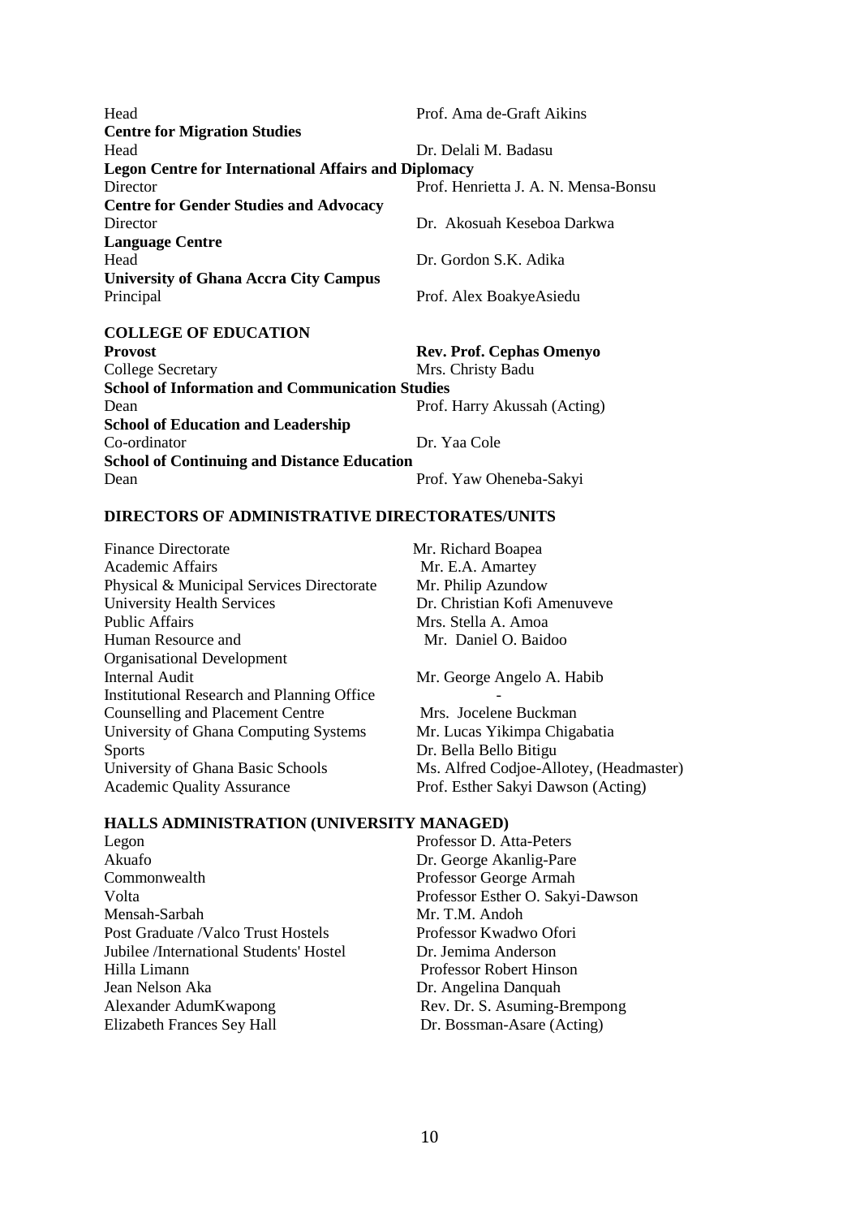| | |
|---|---|
| Head | Prof. Ama de-Graft Aikins |
| **Centre for Migration Studies** | |
| Head | Dr. Delali M. Badasu |
| **Legon Centre for International Affairs and Diplomacy** | |
| Director | Prof. Henrietta J. A. N. Mensa-Bonsu |
| **Centre for Gender Studies and Advocacy** | |
| Director | Dr. Akosuah Keseboa Darkwa |
| **Language Centre** | |
| Head | Dr. Gordon S.K. Adika |
| **University of Ghana Accra City Campus** | |
| Principal | Prof. Alex BoakyeAsiedu |

## COLLEGE OF EDUCATION

| | |
|---|---|
| **Provost** | **Rev. Prof. Cephas Omenyo** |
| College Secretary | Mrs. Christy Badu |
| **School of Information and Communication Studies** | |
| Dean | Prof. Harry Akussah (Acting) |
| **School of Education and Leadership** | |
| Co-ordinator | Dr. Yaa Cole |
| **School of Continuing and Distance Education** | |
| Dean | Prof. Yaw Oheneba-Sakyi |

## DIRECTORS OF ADMINISTRATIVE DIRECTORATES/UNITS

| | |
|---|---|
| Finance Directorate | Mr. Richard Boapea |
| Academic Affairs | Mr. E.A. Amartey |
| Physical & Municipal Services Directorate | Mr. Philip Azundow |
| University Health Services | Dr. Christian Kofi Amenuveve |
| Public Affairs | Mrs. Stella A. Amoa |
| Human Resource and Organisational Development | Mr. Daniel O. Baidoo |
| Internal Audit | Mr. George Angelo A. Habib |
| Institutional Research and Planning Office | - |
| Counselling and Placement Centre | Mrs. Jocelene Buckman |
| University of Ghana Computing Systems | Mr. Lucas Yikimpa Chigabatia |
| Sports | Dr. Bella Bello Bitigu |
| University of Ghana Basic Schools | Ms. Alfred Codjoe-Allotey, (Headmaster) |
| Academic Quality Assurance | Prof. Esther Sakyi Dawson (Acting) |

## HALLS ADMINISTRATION (UNIVERSITY MANAGED)

| | |
|---|---|
| Legon | Professor D. Atta-Peters |
| Akuafo | Dr. George Akanlig-Pare |
| Commonwealth | Professor George Armah |
| Volta | Professor Esther O. Sakyi-Dawson |
| Mensah-Sarbah | Mr. T.M. Andoh |
| Post Graduate /Valco Trust Hostels | Professor Kwadwo Ofori |
| Jubilee /International Students' Hostel | Dr. Jemima Anderson |
| Hilla Limann | Professor Robert Hinson |
| Jean Nelson Aka | Dr. Angelina Danquah |
| Alexander AdumKwapong | Rev. Dr. S. Asuming-Brempong |
| Elizabeth Frances Sey Hall | Dr. Bossman-Asare (Acting) |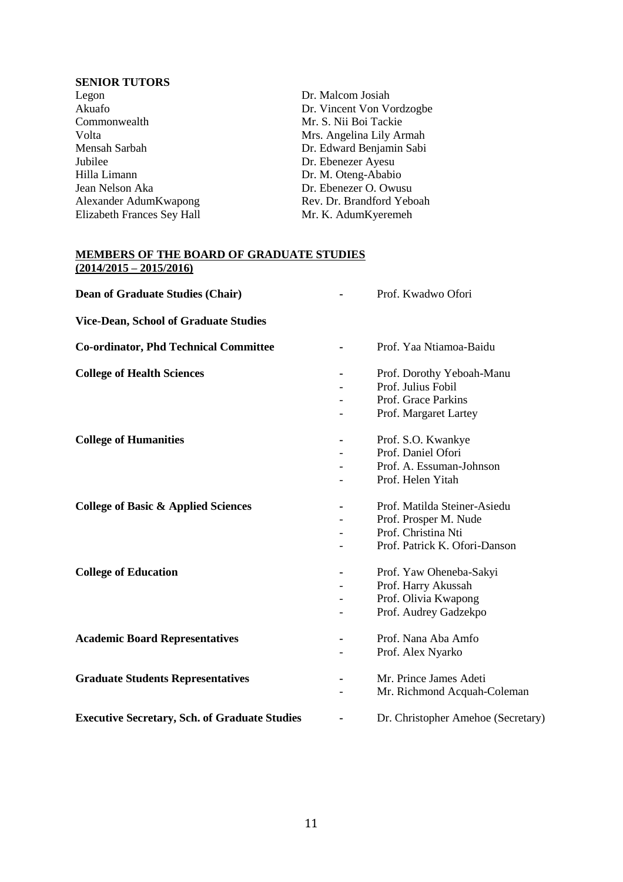## SENIOR TUTORS

| | |
|---|---|
| Legon | Dr. Malcom Josiah |
| Akuafo | Dr. Vincent Von Vordzogbe |
| Commonwealth | Mr. S. Nii Boi Tackie |
| Volta | Mrs. Angelina Lily Armah |
| Mensah Sarbah | Dr. Edward Benjamin Sabi |
| Jubilee | Dr. Ebenezer Ayesu |
| Hilla Limann | Dr. M. Oteng-Ababio |
| Jean Nelson Aka | Dr. Ebenezer O. Owusu |
| Alexander AdumKwapong | Rev. Dr. Brandford Yeboah |
| Elizabeth Frances Sey Hall | Mr. K. AdumKyeremeh |

## MEMBERS OF THE BOARD OF GRADUATE STUDIES (2014/2015 – 2015/2016)

| | | |
|---|---|---|
| **Dean of Graduate Studies (Chair)** | - | Prof. Kwadwo Ofori |
| **Vice-Dean, School of Graduate Studies** | | |
| **Co-ordinator, Phd Technical Committee** | - | Prof. Yaa Ntiamoa-Baidu |
| **College of Health Sciences** | - | Prof. Dorothy Yeboah-Manu |
| | - | Prof. Julius Fobil |
| | - | Prof. Grace Parkins |
| | - | Prof. Margaret Lartey |
| **College of Humanities** | - | Prof. S.O. Kwankye |
| | - | Prof. Daniel Ofori |
| | - | Prof. A. Essuman-Johnson |
| | - | Prof. Helen Yitah |
| **College of Basic & Applied Sciences** | - | Prof. Matilda Steiner-Asiedu |
| | - | Prof. Prosper M. Nude |
| | - | Prof. Christina Nti |
| | - | Prof. Patrick K. Ofori-Danson |
| **College of Education** | - | Prof. Yaw Oheneba-Sakyi |
| | - | Prof. Harry Akussah |
| | - | Prof. Olivia Kwapong |
| | - | Prof. Audrey Gadzekpo |
| **Academic Board Representatives** | - | Prof. Nana Aba Amfo |
| | - | Prof. Alex Nyarko |
| **Graduate Students Representatives** | - | Mr. Prince James Adeti |
| | - | Mr. Richmond Acquah-Coleman |
| **Executive Secretary, Sch. of Graduate Studies** | - | Dr. Christopher Amehoe (Secretary) |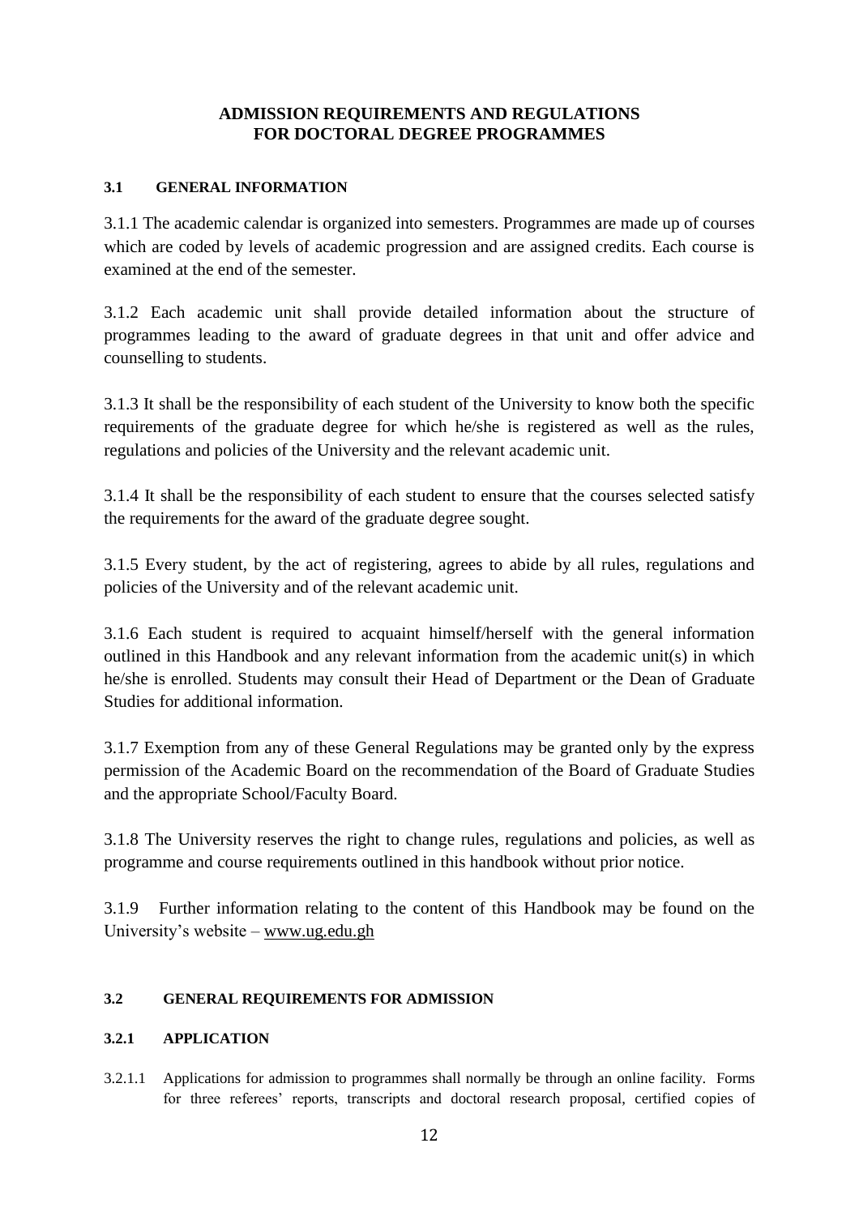# ADMISSION REQUIREMENTS AND REGULATIONS FOR DOCTORAL DEGREE PROGRAMMES

## 3.1 GENERAL INFORMATION

3.1.1 The academic calendar is organized into semesters. Programmes are made up of courses which are coded by levels of academic progression and are assigned credits. Each course is examined at the end of the semester.

3.1.2 Each academic unit shall provide detailed information about the structure of programmes leading to the award of graduate degrees in that unit and offer advice and counselling to students.

3.1.3 It shall be the responsibility of each student of the University to know both the specific requirements of the graduate degree for which he/she is registered as well as the rules, regulations and policies of the University and the relevant academic unit.

3.1.4 It shall be the responsibility of each student to ensure that the courses selected satisfy the requirements for the award of the graduate degree sought.

3.1.5 Every student, by the act of registering, agrees to abide by all rules, regulations and policies of the University and of the relevant academic unit.

3.1.6 Each student is required to acquaint himself/herself with the general information outlined in this Handbook and any relevant information from the academic unit(s) in which he/she is enrolled. Students may consult their Head of Department or the Dean of Graduate Studies for additional information.

3.1.7 Exemption from any of these General Regulations may be granted only by the express permission of the Academic Board on the recommendation of the Board of Graduate Studies and the appropriate School/Faculty Board.

3.1.8 The University reserves the right to change rules, regulations and policies, as well as programme and course requirements outlined in this handbook without prior notice.

3.1.9 Further information relating to the content of this Handbook may be found on the University's website – www.ug.edu.gh

## 3.2 GENERAL REQUIREMENTS FOR ADMISSION

### 3.2.1 APPLICATION

3.2.1.1 Applications for admission to programmes shall normally be through an online facility. Forms for three referees' reports, transcripts and doctoral research proposal, certified copies of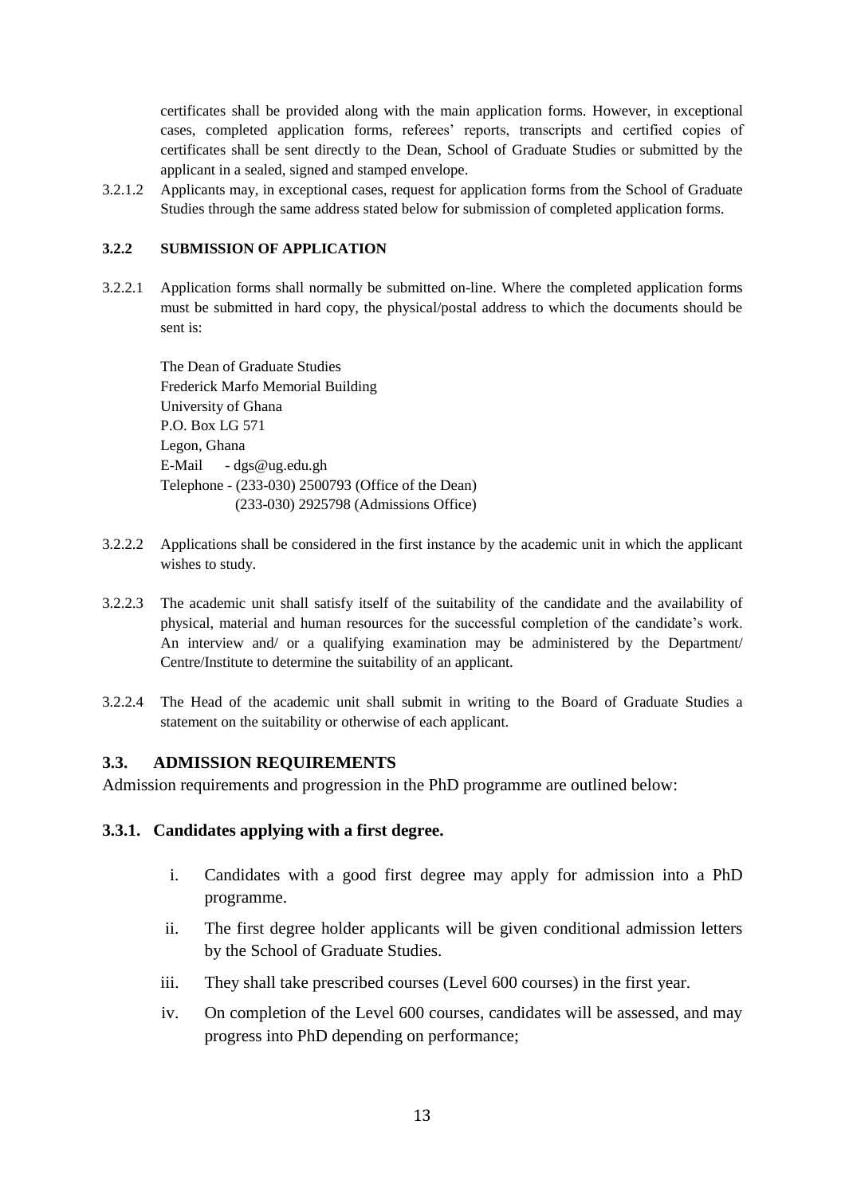certificates shall be provided along with the main application forms. However, in exceptional cases, completed application forms, referees' reports, transcripts and certified copies of certificates shall be sent directly to the Dean, School of Graduate Studies or submitted by the applicant in a sealed, signed and stamped envelope.

3.2.1.2 Applicants may, in exceptional cases, request for application forms from the School of Graduate Studies through the same address stated below for submission of completed application forms.

#### 3.2.2 SUBMISSION OF APPLICATION

3.2.2.1 Application forms shall normally be submitted on-line. Where the completed application forms must be submitted in hard copy, the physical/postal address to which the documents should be sent is:

The Dean of Graduate Studies
Frederick Marfo Memorial Building
University of Ghana
P.O. Box LG 571
Legon, Ghana
E-Mail - dgs@ug.edu.gh
Telephone - (233-030) 2500793 (Office of the Dean)
(233-030) 2925798 (Admissions Office)

3.2.2.2 Applications shall be considered in the first instance by the academic unit in which the applicant wishes to study.

3.2.2.3 The academic unit shall satisfy itself of the suitability of the candidate and the availability of physical, material and human resources for the successful completion of the candidate's work. An interview and/ or a qualifying examination may be administered by the Department/ Centre/Institute to determine the suitability of an applicant.

3.2.2.4 The Head of the academic unit shall submit in writing to the Board of Graduate Studies a statement on the suitability or otherwise of each applicant.

## 3.3. ADMISSION REQUIREMENTS

Admission requirements and progression in the PhD programme are outlined below:

### 3.3.1. Candidates applying with a first degree.

i. Candidates with a good first degree may apply for admission into a PhD programme.

ii. The first degree holder applicants will be given conditional admission letters by the School of Graduate Studies.

iii. They shall take prescribed courses (Level 600 courses) in the first year.

iv. On completion of the Level 600 courses, candidates will be assessed, and may progress into PhD depending on performance;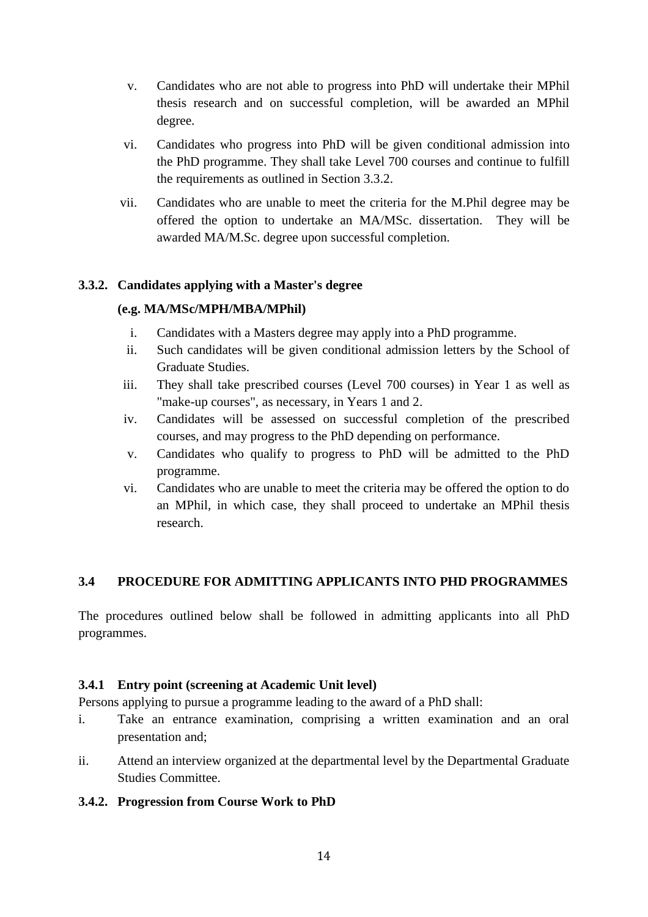v. Candidates who are not able to progress into PhD will undertake their MPhil thesis research and on successful completion, will be awarded an MPhil degree.

vi. Candidates who progress into PhD will be given conditional admission into the PhD programme. They shall take Level 700 courses and continue to fulfill the requirements as outlined in Section 3.3.2.

vii. Candidates who are unable to meet the criteria for the M.Phil degree may be offered the option to undertake an MA/MSc. dissertation. They will be awarded MA/M.Sc. degree upon successful completion.

#### 3.3.2. Candidates applying with a Master's degree (e.g. MA/MSc/MPH/MBA/MPhil)

i. Candidates with a Masters degree may apply into a PhD programme.
ii. Such candidates will be given conditional admission letters by the School of Graduate Studies.
iii. They shall take prescribed courses (Level 700 courses) in Year 1 as well as "make-up courses", as necessary, in Years 1 and 2.
iv. Candidates will be assessed on successful completion of the prescribed courses, and may progress to the PhD depending on performance.
v. Candidates who qualify to progress to PhD will be admitted to the PhD programme.
vi. Candidates who are unable to meet the criteria may be offered the option to do an MPhil, in which case, they shall proceed to undertake an MPhil thesis research.

## 3.4 PROCEDURE FOR ADMITTING APPLICANTS INTO PHD PROGRAMMES

The procedures outlined below shall be followed in admitting applicants into all PhD programmes.

### 3.4.1 Entry point (screening at Academic Unit level)

Persons applying to pursue a programme leading to the award of a PhD shall:

i. Take an entrance examination, comprising a written examination and an oral presentation and;

ii. Attend an interview organized at the departmental level by the Departmental Graduate Studies Committee.

### 3.4.2. Progression from Course Work to PhD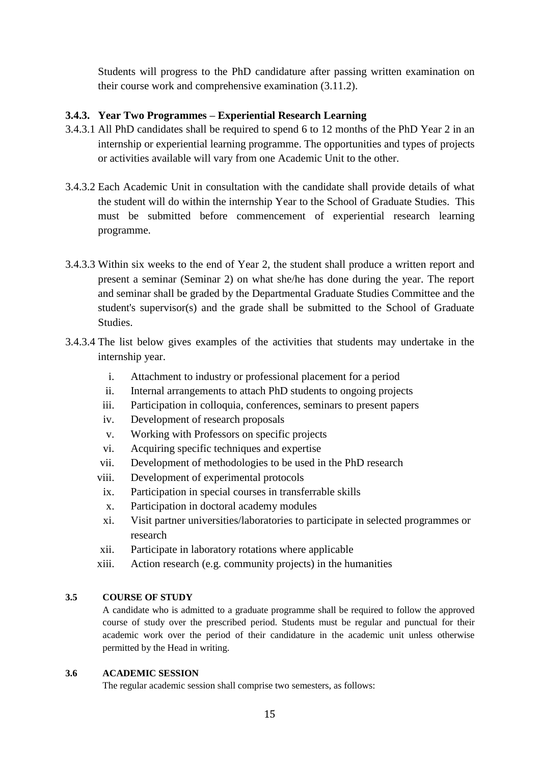Students will progress to the PhD candidature after passing written examination on their course work and comprehensive examination (3.11.2).

### 3.4.3. Year Two Programmes – Experiential Research Learning

3.4.3.1 All PhD candidates shall be required to spend 6 to 12 months of the PhD Year 2 in an internship or experiential learning programme. The opportunities and types of projects or activities available will vary from one Academic Unit to the other.

3.4.3.2 Each Academic Unit in consultation with the candidate shall provide details of what the student will do within the internship Year to the School of Graduate Studies. This must be submitted before commencement of experiential research learning programme.

3.4.3.3 Within six weeks to the end of Year 2, the student shall produce a written report and present a seminar (Seminar 2) on what she/he has done during the year. The report and seminar shall be graded by the Departmental Graduate Studies Committee and the student's supervisor(s) and the grade shall be submitted to the School of Graduate Studies.

3.4.3.4 The list below gives examples of the activities that students may undertake in the internship year.

i. Attachment to industry or professional placement for a period
ii. Internal arrangements to attach PhD students to ongoing projects
iii. Participation in colloquia, conferences, seminars to present papers
iv. Development of research proposals
v. Working with Professors on specific projects
vi. Acquiring specific techniques and expertise
vii. Development of methodologies to be used in the PhD research
viii. Development of experimental protocols
ix. Participation in special courses in transferrable skills
x. Participation in doctoral academy modules
xi. Visit partner universities/laboratories to participate in selected programmes or research
xii. Participate in laboratory rotations where applicable
xiii. Action research (e.g. community projects) in the humanities

### 3.5 COURSE OF STUDY

A candidate who is admitted to a graduate programme shall be required to follow the approved course of study over the prescribed period. Students must be regular and punctual for their academic work over the period of their candidature in the academic unit unless otherwise permitted by the Head in writing.

### 3.6 ACADEMIC SESSION

The regular academic session shall comprise two semesters, as follows: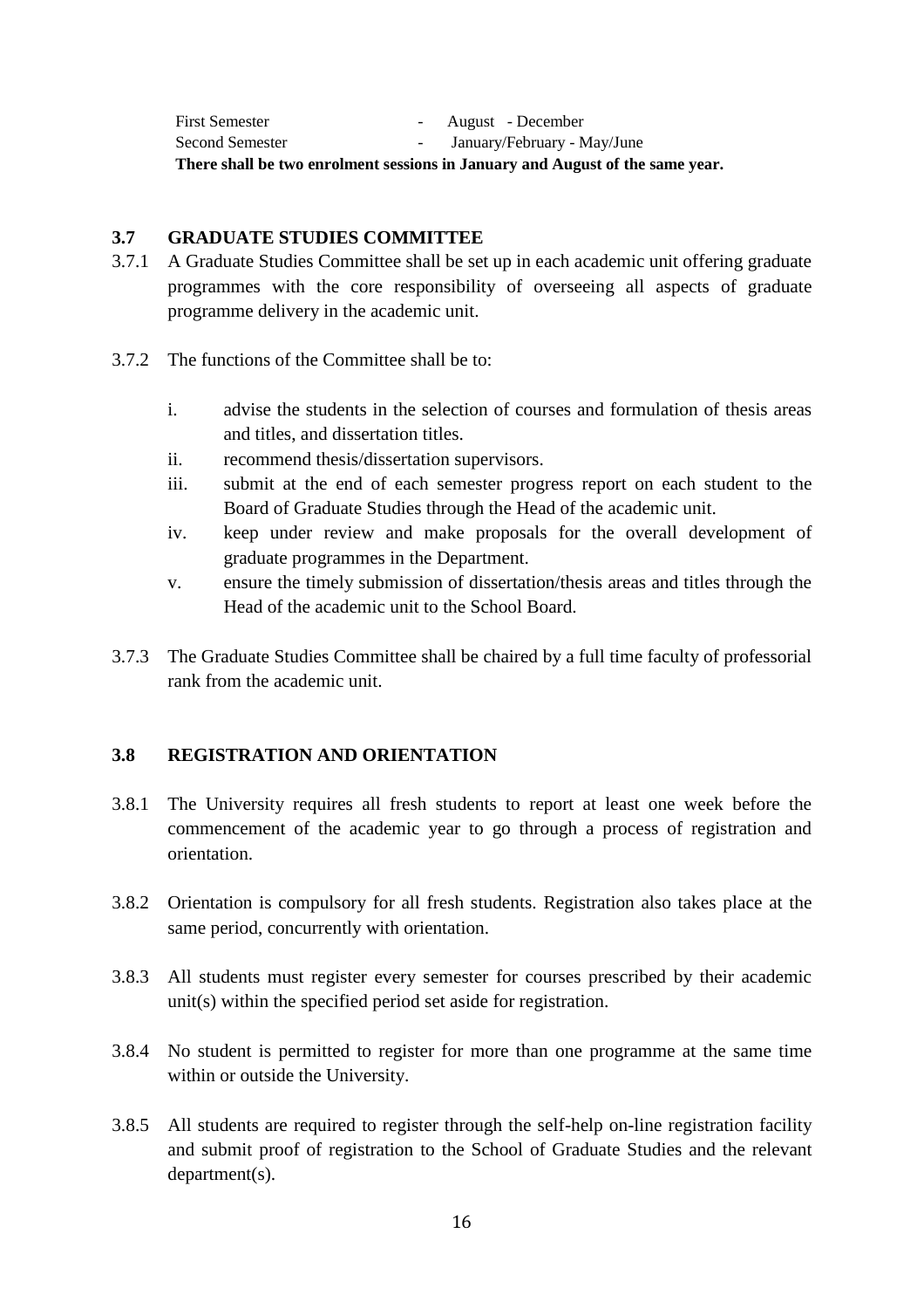| | | |
|---|---|---|
| First Semester | - | August - December |
| Second Semester | - | January/February - May/June |

**There shall be two enrolment sessions in January and August of the same year.**

### 3.7 GRADUATE STUDIES COMMITTEE

3.7.1 A Graduate Studies Committee shall be set up in each academic unit offering graduate programmes with the core responsibility of overseeing all aspects of graduate programme delivery in the academic unit.

3.7.2 The functions of the Committee shall be to:

i. advise the students in the selection of courses and formulation of thesis areas and titles, and dissertation titles.
ii. recommend thesis/dissertation supervisors.
iii. submit at the end of each semester progress report on each student to the Board of Graduate Studies through the Head of the academic unit.
iv. keep under review and make proposals for the overall development of graduate programmes in the Department.
v. ensure the timely submission of dissertation/thesis areas and titles through the Head of the academic unit to the School Board.

3.7.3 The Graduate Studies Committee shall be chaired by a full time faculty of professorial rank from the academic unit.

### 3.8 REGISTRATION AND ORIENTATION

3.8.1 The University requires all fresh students to report at least one week before the commencement of the academic year to go through a process of registration and orientation.

3.8.2 Orientation is compulsory for all fresh students. Registration also takes place at the same period, concurrently with orientation.

3.8.3 All students must register every semester for courses prescribed by their academic unit(s) within the specified period set aside for registration.

3.8.4 No student is permitted to register for more than one programme at the same time within or outside the University.

3.8.5 All students are required to register through the self-help on-line registration facility and submit proof of registration to the School of Graduate Studies and the relevant department(s).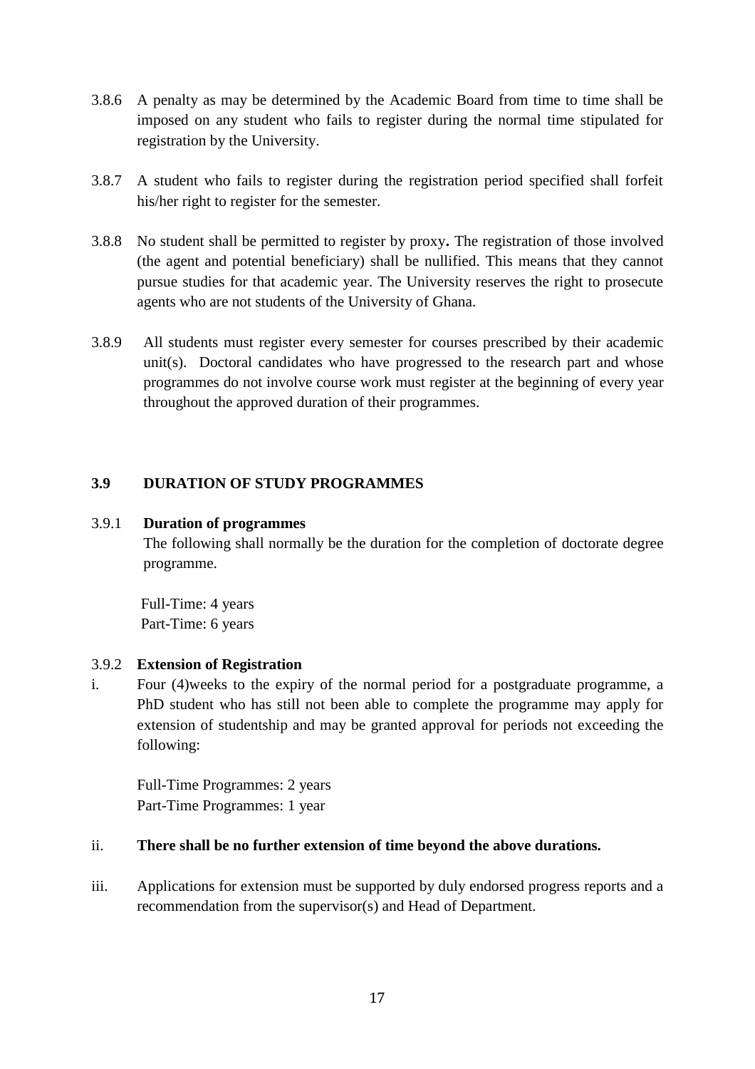3.8.6 A penalty as may be determined by the Academic Board from time to time shall be imposed on any student who fails to register during the normal time stipulated for registration by the University.

3.8.7 A student who fails to register during the registration period specified shall forfeit his/her right to register for the semester.

3.8.8 No student shall be permitted to register by proxy**.** The registration of those involved (the agent and potential beneficiary) shall be nullified. This means that they cannot pursue studies for that academic year. The University reserves the right to prosecute agents who are not students of the University of Ghana.

3.8.9 All students must register every semester for courses prescribed by their academic unit(s). Doctoral candidates who have progressed to the research part and whose programmes do not involve course work must register at the beginning of every year throughout the approved duration of their programmes.

## 3.9 DURATION OF STUDY PROGRAMMES

### 3.9.1 Duration of programmes

The following shall normally be the duration for the completion of doctorate degree programme.

Full-Time: 4 years
Part-Time: 6 years

### 3.9.2 Extension of Registration

i. Four (4)weeks to the expiry of the normal period for a postgraduate programme, a PhD student who has still not been able to complete the programme may apply for extension of studentship and may be granted approval for periods not exceeding the following:

Full-Time Programmes: 2 years
Part-Time Programmes: 1 year

ii. **There shall be no further extension of time beyond the above durations.**

iii. Applications for extension must be supported by duly endorsed progress reports and a recommendation from the supervisor(s) and Head of Department.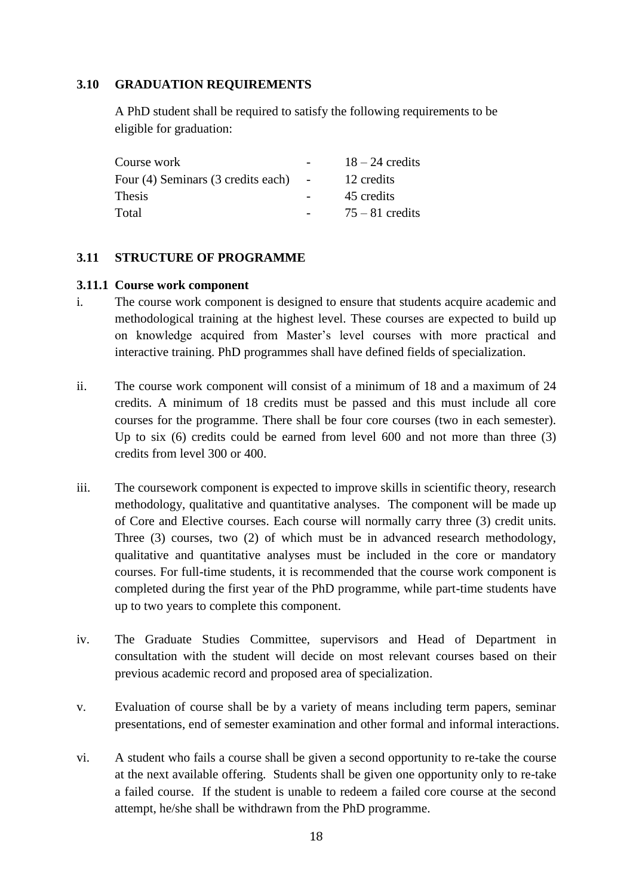## 3.10 GRADUATION REQUIREMENTS

A PhD student shall be required to satisfy the following requirements to be eligible for graduation:

| | | |
|---|---|---|
| Course work | - | 18 – 24 credits |
| Four (4) Seminars (3 credits each) | - | 12 credits |
| Thesis | - | 45 credits |
| Total | - | 75 – 81 credits |

## 3.11 STRUCTURE OF PROGRAMME

### 3.11.1 Course work component

i. The course work component is designed to ensure that students acquire academic and methodological training at the highest level. These courses are expected to build up on knowledge acquired from Master's level courses with more practical and interactive training. PhD programmes shall have defined fields of specialization.

ii. The course work component will consist of a minimum of 18 and a maximum of 24 credits. A minimum of 18 credits must be passed and this must include all core courses for the programme. There shall be four core courses (two in each semester). Up to six (6) credits could be earned from level 600 and not more than three (3) credits from level 300 or 400.

iii. The coursework component is expected to improve skills in scientific theory, research methodology, qualitative and quantitative analyses. The component will be made up of Core and Elective courses. Each course will normally carry three (3) credit units. Three (3) courses, two (2) of which must be in advanced research methodology, qualitative and quantitative analyses must be included in the core or mandatory courses. For full-time students, it is recommended that the course work component is completed during the first year of the PhD programme, while part-time students have up to two years to complete this component.

iv. The Graduate Studies Committee, supervisors and Head of Department in consultation with the student will decide on most relevant courses based on their previous academic record and proposed area of specialization.

v. Evaluation of course shall be by a variety of means including term papers, seminar presentations, end of semester examination and other formal and informal interactions.

vi. A student who fails a course shall be given a second opportunity to re-take the course at the next available offering. Students shall be given one opportunity only to re-take a failed course. If the student is unable to redeem a failed core course at the second attempt, he/she shall be withdrawn from the PhD programme.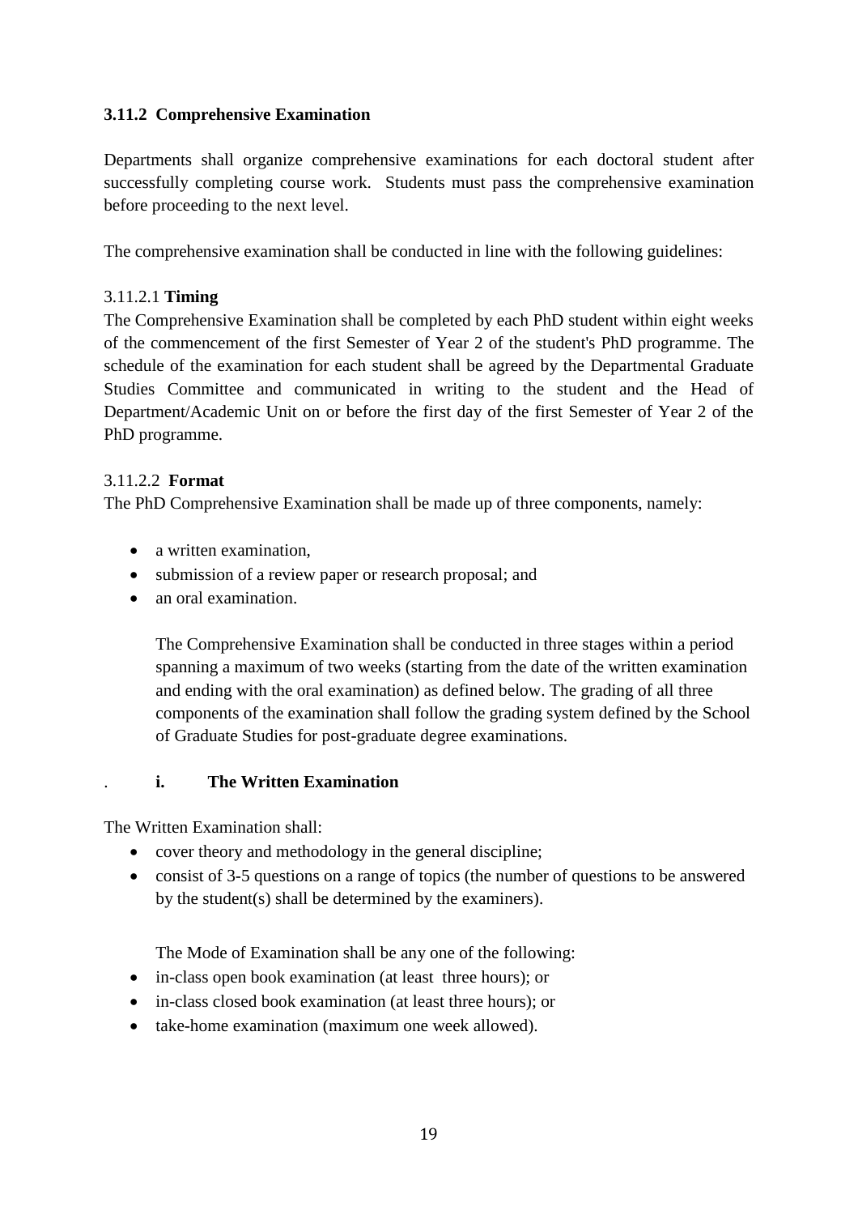### 3.11.2 Comprehensive Examination

Departments shall organize comprehensive examinations for each doctoral student after successfully completing course work. Students must pass the comprehensive examination before proceeding to the next level.

The comprehensive examination shall be conducted in line with the following guidelines:

#### 3.11.2.1 **Timing**

The Comprehensive Examination shall be completed by each PhD student within eight weeks of the commencement of the first Semester of Year 2 of the student's PhD programme. The schedule of the examination for each student shall be agreed by the Departmental Graduate Studies Committee and communicated in writing to the student and the Head of Department/Academic Unit on or before the first day of the first Semester of Year 2 of the PhD programme.

#### 3.11.2.2 **Format**

The PhD Comprehensive Examination shall be made up of three components, namely:

- a written examination,
- submission of a review paper or research proposal; and
- an oral examination.

  The Comprehensive Examination shall be conducted in three stages within a period spanning a maximum of two weeks (starting from the date of the written examination and ending with the oral examination) as defined below. The grading of all three components of the examination shall follow the grading system defined by the School of Graduate Studies for post-graduate degree examinations.

**i. The Written Examination**

The Written Examination shall:

- cover theory and methodology in the general discipline;
- consist of 3-5 questions on a range of topics (the number of questions to be answered by the student(s) shall be determined by the examiners).

  The Mode of Examination shall be any one of the following:

- in-class open book examination (at least three hours); or
- in-class closed book examination (at least three hours); or
- take-home examination (maximum one week allowed).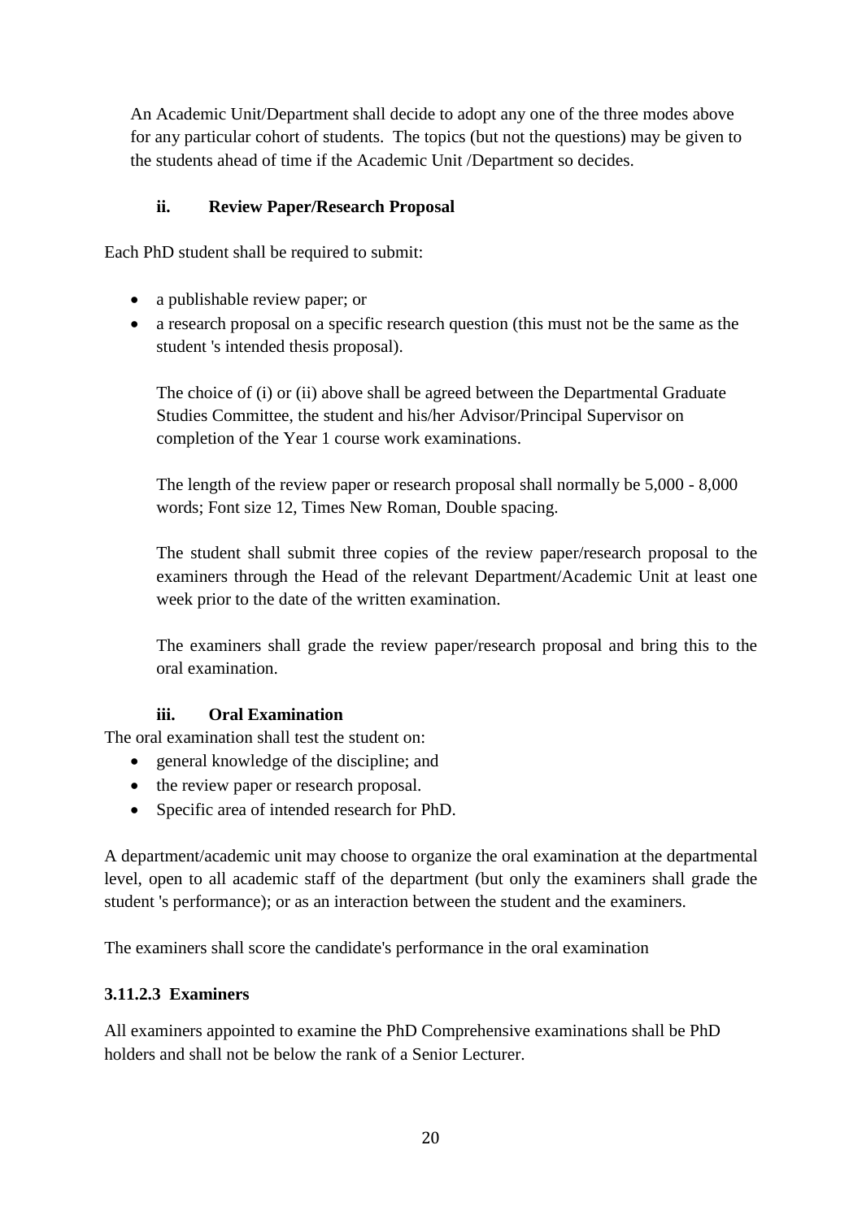An Academic Unit/Department shall decide to adopt any one of the three modes above for any particular cohort of students. The topics (but not the questions) may be given to the students ahead of time if the Academic Unit /Department so decides.

**ii. Review Paper/Research Proposal**

Each PhD student shall be required to submit:

- a publishable review paper; or
- a research proposal on a specific research question (this must not be the same as the student 's intended thesis proposal).

  The choice of (i) or (ii) above shall be agreed between the Departmental Graduate Studies Committee, the student and his/her Advisor/Principal Supervisor on completion of the Year 1 course work examinations.

  The length of the review paper or research proposal shall normally be 5,000 - 8,000 words; Font size 12, Times New Roman, Double spacing.

  The student shall submit three copies of the review paper/research proposal to the examiners through the Head of the relevant Department/Academic Unit at least one week prior to the date of the written examination.

  The examiners shall grade the review paper/research proposal and bring this to the oral examination.

**iii. Oral Examination**

The oral examination shall test the student on:

- general knowledge of the discipline; and
- the review paper or research proposal.
- Specific area of intended research for PhD.

A department/academic unit may choose to organize the oral examination at the departmental level, open to all academic staff of the department (but only the examiners shall grade the student 's performance); or as an interaction between the student and the examiners.

The examiners shall score the candidate's performance in the oral examination

### 3.11.2.3 Examiners

All examiners appointed to examine the PhD Comprehensive examinations shall be PhD holders and shall not be below the rank of a Senior Lecturer.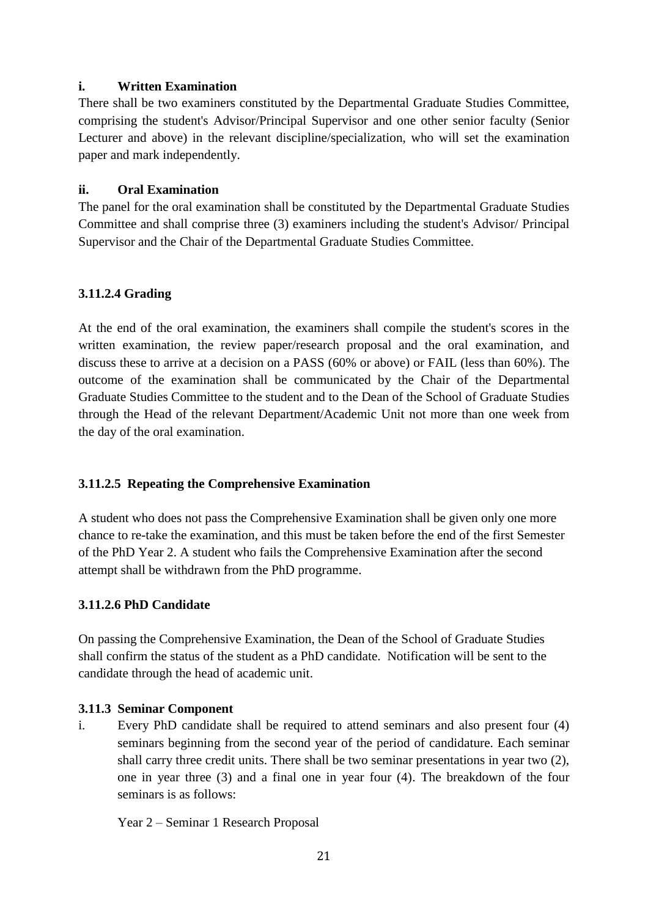**i. Written Examination**

There shall be two examiners constituted by the Departmental Graduate Studies Committee, comprising the student's Advisor/Principal Supervisor and one other senior faculty (Senior Lecturer and above) in the relevant discipline/specialization, who will set the examination paper and mark independently.

**ii. Oral Examination**

The panel for the oral examination shall be constituted by the Departmental Graduate Studies Committee and shall comprise three (3) examiners including the student's Advisor/ Principal Supervisor and the Chair of the Departmental Graduate Studies Committee.

### 3.11.2.4 Grading

At the end of the oral examination, the examiners shall compile the student's scores in the written examination, the review paper/research proposal and the oral examination, and discuss these to arrive at a decision on a PASS (60% or above) or FAIL (less than 60%). The outcome of the examination shall be communicated by the Chair of the Departmental Graduate Studies Committee to the student and to the Dean of the School of Graduate Studies through the Head of the relevant Department/Academic Unit not more than one week from the day of the oral examination.

### 3.11.2.5 Repeating the Comprehensive Examination

A student who does not pass the Comprehensive Examination shall be given only one more chance to re-take the examination, and this must be taken before the end of the first Semester of the PhD Year 2. A student who fails the Comprehensive Examination after the second attempt shall be withdrawn from the PhD programme.

### 3.11.2.6 PhD Candidate

On passing the Comprehensive Examination, the Dean of the School of Graduate Studies shall confirm the status of the student as a PhD candidate. Notification will be sent to the candidate through the head of academic unit.

### 3.11.3 Seminar Component

i. Every PhD candidate shall be required to attend seminars and also present four (4) seminars beginning from the second year of the period of candidature. Each seminar shall carry three credit units. There shall be two seminar presentations in year two (2), one in year three (3) and a final one in year four (4). The breakdown of the four seminars is as follows:

Year 2 – Seminar 1 Research Proposal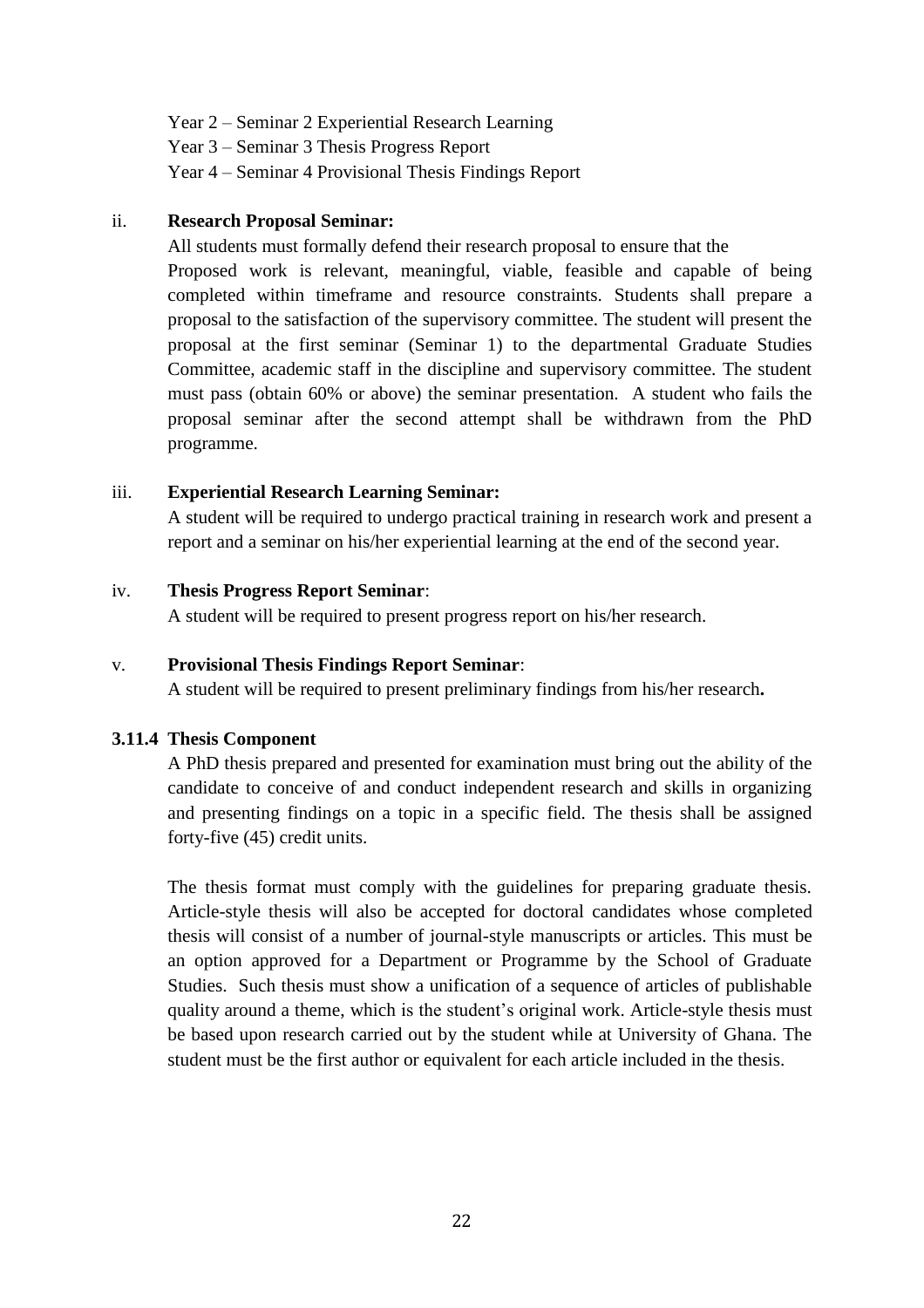Year 2 – Seminar 2 Experiential Research Learning

Year 3 – Seminar 3 Thesis Progress Report

Year 4 – Seminar 4 Provisional Thesis Findings Report

ii. **Research Proposal Seminar:**

All students must formally defend their research proposal to ensure that the Proposed work is relevant, meaningful, viable, feasible and capable of being completed within timeframe and resource constraints. Students shall prepare a proposal to the satisfaction of the supervisory committee. The student will present the proposal at the first seminar (Seminar 1) to the departmental Graduate Studies Committee, academic staff in the discipline and supervisory committee. The student must pass (obtain 60% or above) the seminar presentation. A student who fails the proposal seminar after the second attempt shall be withdrawn from the PhD programme.

iii. **Experiential Research Learning Seminar:**

A student will be required to undergo practical training in research work and present a report and a seminar on his/her experiential learning at the end of the second year.

iv. **Thesis Progress Report Seminar**:

A student will be required to present progress report on his/her research.

v. **Provisional Thesis Findings Report Seminar**:

A student will be required to present preliminary findings from his/her research**.**

### 3.11.4 Thesis Component

A PhD thesis prepared and presented for examination must bring out the ability of the candidate to conceive of and conduct independent research and skills in organizing and presenting findings on a topic in a specific field. The thesis shall be assigned forty-five (45) credit units.

The thesis format must comply with the guidelines for preparing graduate thesis. Article-style thesis will also be accepted for doctoral candidates whose completed thesis will consist of a number of journal-style manuscripts or articles. This must be an option approved for a Department or Programme by the School of Graduate Studies. Such thesis must show a unification of a sequence of articles of publishable quality around a theme, which is the student's original work. Article-style thesis must be based upon research carried out by the student while at University of Ghana. The student must be the first author or equivalent for each article included in the thesis.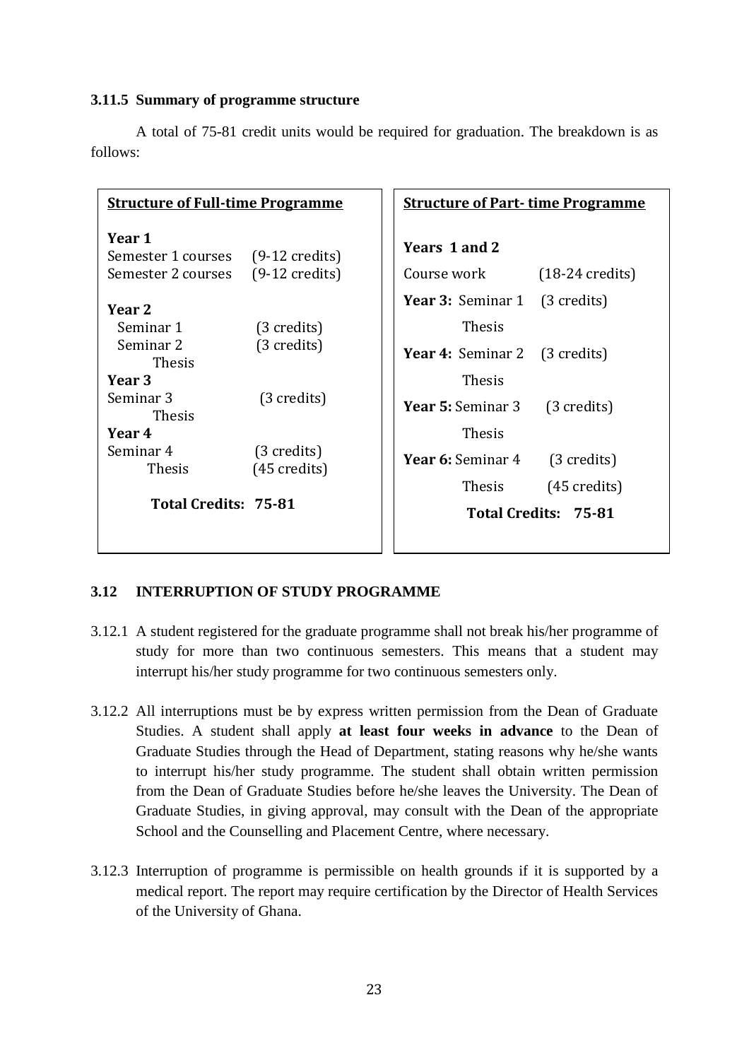### 3.11.5 Summary of programme structure

A total of 75-81 credit units would be required for graduation. The breakdown is as follows:

**Structure of Full-time Programme**

| | |
|---|---|
| **Year 1** | |
| Semester 1 courses | (9-12 credits) |
| Semester 2 courses | (9-12 credits) |
| **Year 2** | |
| Seminar 1 | (3 credits) |
| Seminar 2 | (3 credits) |
| Thesis | |
| **Year 3** | |
| Seminar 3 | (3 credits) |
| Thesis | |
| **Year 4** | |
| Seminar 4 | (3 credits) |
| Thesis | (45 credits) |
| **Total Credits: 75-81** | |

**Structure of Part- time Programme**

| | |
|---|---|
| **Years 1 and 2** | |
| Course work | (18-24 credits) |
| **Year 3:** Seminar 1 | (3 credits) |
| Thesis | |
| **Year 4:** Seminar 2 | (3 credits) |
| Thesis | |
| **Year 5:** Seminar 3 | (3 credits) |
| Thesis | |
| **Year 6:** Seminar 4 | (3 credits) |
| Thesis | (45 credits) |
| **Total Credits: 75-81** | |

## 3.12 INTERRUPTION OF STUDY PROGRAMME

3.12.1 A student registered for the graduate programme shall not break his/her programme of study for more than two continuous semesters. This means that a student may interrupt his/her study programme for two continuous semesters only.

3.12.2 All interruptions must be by express written permission from the Dean of Graduate Studies. A student shall apply **at least four weeks in advance** to the Dean of Graduate Studies through the Head of Department, stating reasons why he/she wants to interrupt his/her study programme. The student shall obtain written permission from the Dean of Graduate Studies before he/she leaves the University. The Dean of Graduate Studies, in giving approval, may consult with the Dean of the appropriate School and the Counselling and Placement Centre, where necessary.

3.12.3 Interruption of programme is permissible on health grounds if it is supported by a medical report. The report may require certification by the Director of Health Services of the University of Ghana.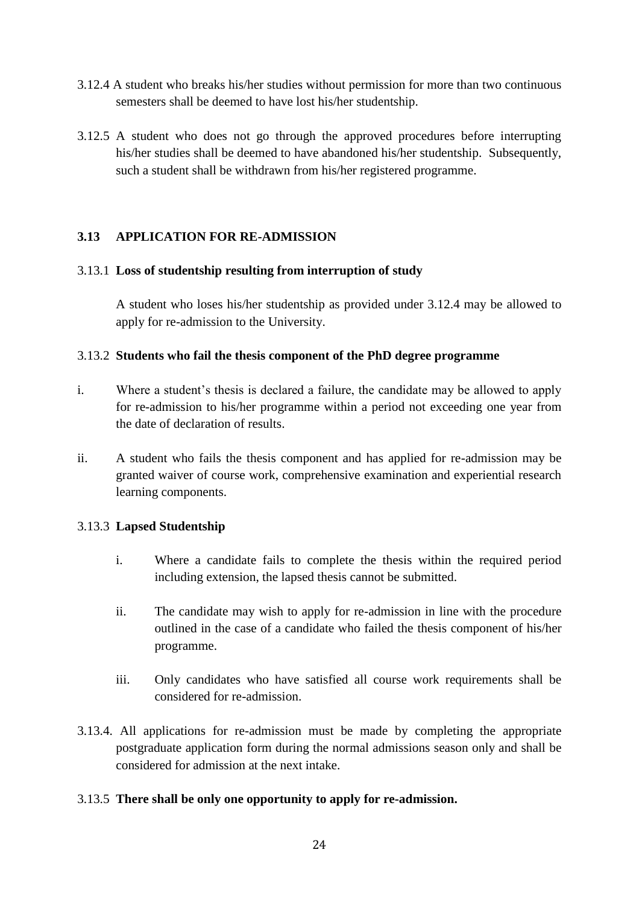3.12.4 A student who breaks his/her studies without permission for more than two continuous semesters shall be deemed to have lost his/her studentship.

3.12.5 A student who does not go through the approved procedures before interrupting his/her studies shall be deemed to have abandoned his/her studentship. Subsequently, such a student shall be withdrawn from his/her registered programme.

## 3.13 APPLICATION FOR RE-ADMISSION

### 3.13.1 Loss of studentship resulting from interruption of study

A student who loses his/her studentship as provided under 3.12.4 may be allowed to apply for re-admission to the University.

### 3.13.2 Students who fail the thesis component of the PhD degree programme

i. Where a student's thesis is declared a failure, the candidate may be allowed to apply for re-admission to his/her programme within a period not exceeding one year from the date of declaration of results.

ii. A student who fails the thesis component and has applied for re-admission may be granted waiver of course work, comprehensive examination and experiential research learning components.

### 3.13.3 Lapsed Studentship

i. Where a candidate fails to complete the thesis within the required period including extension, the lapsed thesis cannot be submitted.

ii. The candidate may wish to apply for re-admission in line with the procedure outlined in the case of a candidate who failed the thesis component of his/her programme.

iii. Only candidates who have satisfied all course work requirements shall be considered for re-admission.

3.13.4. All applications for re-admission must be made by completing the appropriate postgraduate application form during the normal admissions season only and shall be considered for admission at the next intake.

3.13.5 **There shall be only one opportunity to apply for re-admission.**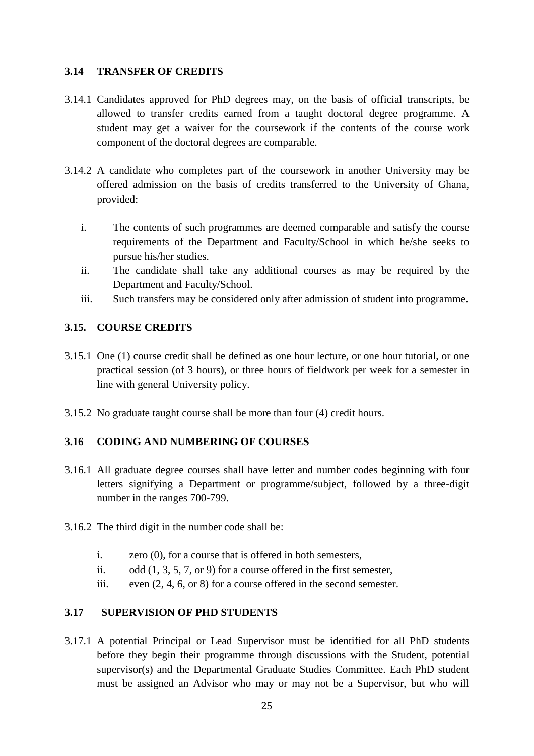### 3.14 TRANSFER OF CREDITS

3.14.1 Candidates approved for PhD degrees may, on the basis of official transcripts, be allowed to transfer credits earned from a taught doctoral degree programme. A student may get a waiver for the coursework if the contents of the course work component of the doctoral degrees are comparable.

3.14.2 A candidate who completes part of the coursework in another University may be offered admission on the basis of credits transferred to the University of Ghana, provided:

i. The contents of such programmes are deemed comparable and satisfy the course requirements of the Department and Faculty/School in which he/she seeks to pursue his/her studies.
ii. The candidate shall take any additional courses as may be required by the Department and Faculty/School.
iii. Such transfers may be considered only after admission of student into programme.

### 3.15. COURSE CREDITS

3.15.1 One (1) course credit shall be defined as one hour lecture, or one hour tutorial, or one practical session (of 3 hours), or three hours of fieldwork per week for a semester in line with general University policy.

3.15.2 No graduate taught course shall be more than four (4) credit hours.

### 3.16 CODING AND NUMBERING OF COURSES

3.16.1 All graduate degree courses shall have letter and number codes beginning with four letters signifying a Department or programme/subject, followed by a three-digit number in the ranges 700-799.

3.16.2 The third digit in the number code shall be:

i. zero (0), for a course that is offered in both semesters,
ii. odd (1, 3, 5, 7, or 9) for a course offered in the first semester,
iii. even (2, 4, 6, or 8) for a course offered in the second semester.

### 3.17 SUPERVISION OF PHD STUDENTS

3.17.1 A potential Principal or Lead Supervisor must be identified for all PhD students before they begin their programme through discussions with the Student, potential supervisor(s) and the Departmental Graduate Studies Committee. Each PhD student must be assigned an Advisor who may or may not be a Supervisor, but who will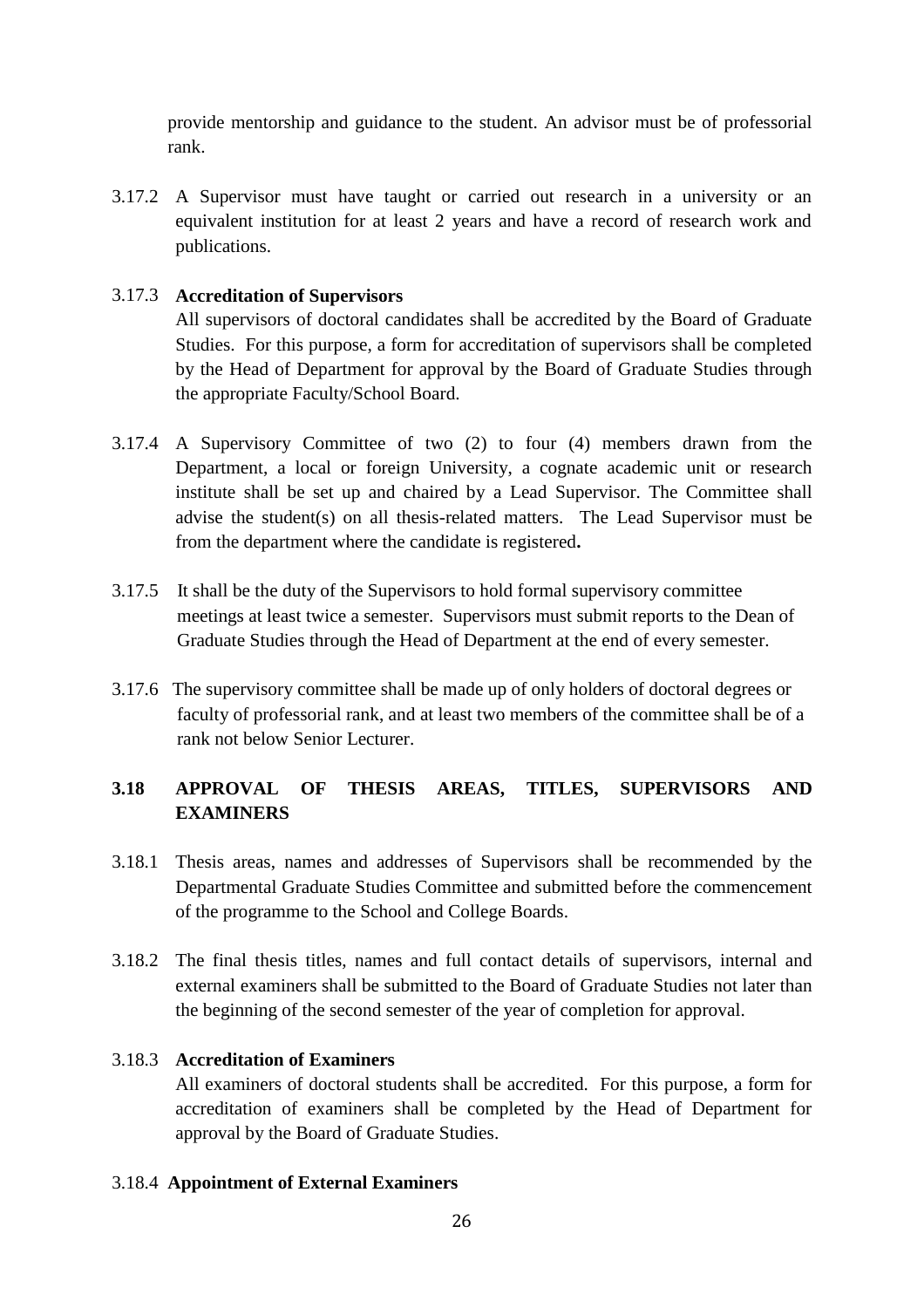provide mentorship and guidance to the student. An advisor must be of professorial rank.

3.17.2 A Supervisor must have taught or carried out research in a university or an equivalent institution for at least 2 years and have a record of research work and publications.

3.17.3 **Accreditation of Supervisors**
All supervisors of doctoral candidates shall be accredited by the Board of Graduate Studies. For this purpose, a form for accreditation of supervisors shall be completed by the Head of Department for approval by the Board of Graduate Studies through the appropriate Faculty/School Board.

3.17.4 A Supervisory Committee of two (2) to four (4) members drawn from the Department, a local or foreign University, a cognate academic unit or research institute shall be set up and chaired by a Lead Supervisor. The Committee shall advise the student(s) on all thesis-related matters. The Lead Supervisor must be from the department where the candidate is registered**.**

3.17.5 It shall be the duty of the Supervisors to hold formal supervisory committee meetings at least twice a semester. Supervisors must submit reports to the Dean of Graduate Studies through the Head of Department at the end of every semester.

3.17.6 The supervisory committee shall be made up of only holders of doctoral degrees or faculty of professorial rank, and at least two members of the committee shall be of a rank not below Senior Lecturer.

## 3.18 APPROVAL OF THESIS AREAS, TITLES, SUPERVISORS AND EXAMINERS

3.18.1 Thesis areas, names and addresses of Supervisors shall be recommended by the Departmental Graduate Studies Committee and submitted before the commencement of the programme to the School and College Boards.

3.18.2 The final thesis titles, names and full contact details of supervisors, internal and external examiners shall be submitted to the Board of Graduate Studies not later than the beginning of the second semester of the year of completion for approval.

3.18.3 **Accreditation of Examiners**
All examiners of doctoral students shall be accredited. For this purpose, a form for accreditation of examiners shall be completed by the Head of Department for approval by the Board of Graduate Studies.

3.18.4 **Appointment of External Examiners**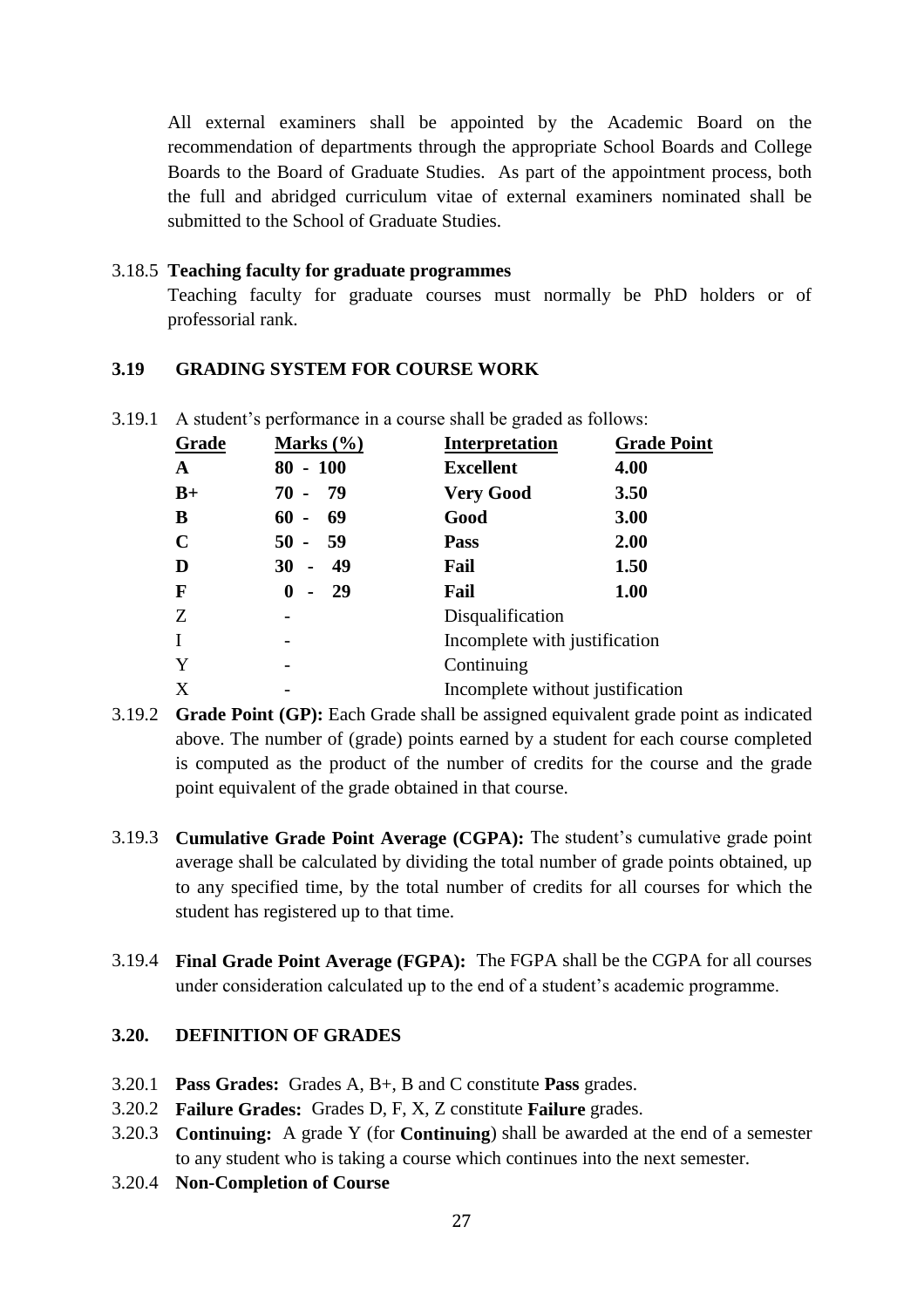All external examiners shall be appointed by the Academic Board on the recommendation of departments through the appropriate School Boards and College Boards to the Board of Graduate Studies. As part of the appointment process, both the full and abridged curriculum vitae of external examiners nominated shall be submitted to the School of Graduate Studies.

3.18.5 **Teaching faculty for graduate programmes**

Teaching faculty for graduate courses must normally be PhD holders or of professorial rank.

### 3.19 GRADING SYSTEM FOR COURSE WORK

3.19.1 A student's performance in a course shall be graded as follows:

| Grade | Marks (%) | Interpretation | Grade Point |
|---|---|---|---|
| **A** | **80 - 100** | **Excellent** | **4.00** |
| **B+** | **70 - 79** | **Very Good** | **3.50** |
| **B** | **60 - 69** | **Good** | **3.00** |
| **C** | **50 - 59** | **Pass** | **2.00** |
| **D** | **30 - 49** | **Fail** | **1.50** |
| **F** | **0 - 29** | **Fail** | **1.00** |
| Z | - | Disqualification | |
| I | - | Incomplete with justification | |
| Y | - | Continuing | |
| X | - | Incomplete without justification | |

3.19.2 **Grade Point (GP):** Each Grade shall be assigned equivalent grade point as indicated above. The number of (grade) points earned by a student for each course completed is computed as the product of the number of credits for the course and the grade point equivalent of the grade obtained in that course.

3.19.3 **Cumulative Grade Point Average (CGPA):** The student's cumulative grade point average shall be calculated by dividing the total number of grade points obtained, up to any specified time, by the total number of credits for all courses for which the student has registered up to that time.

3.19.4 **Final Grade Point Average (FGPA):** The FGPA shall be the CGPA for all courses under consideration calculated up to the end of a student's academic programme.

### 3.20. DEFINITION OF GRADES

3.20.1 **Pass Grades:** Grades A, B+, B and C constitute **Pass** grades.

3.20.2 **Failure Grades:** Grades D, F, X, Z constitute **Failure** grades.

3.20.3 **Continuing:** A grade Y (for **Continuing**) shall be awarded at the end of a semester to any student who is taking a course which continues into the next semester.

3.20.4 **Non-Completion of Course**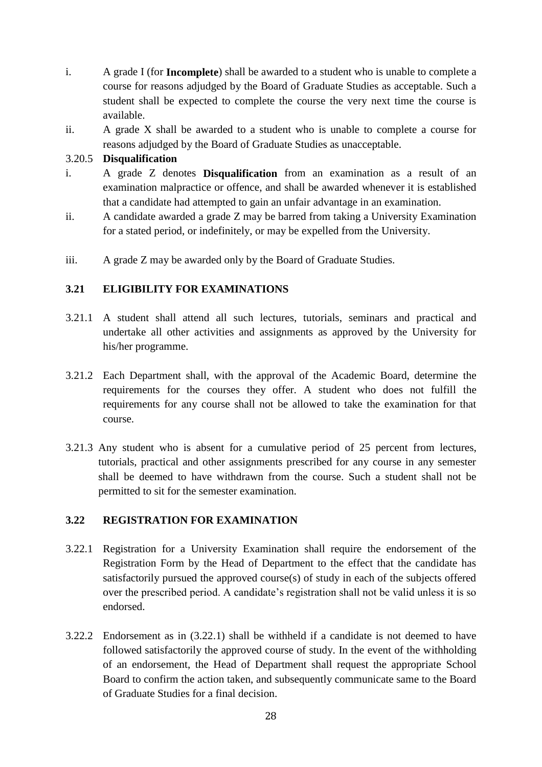i. A grade I (for **Incomplete**) shall be awarded to a student who is unable to complete a course for reasons adjudged by the Board of Graduate Studies as acceptable. Such a student shall be expected to complete the course the very next time the course is available.

ii. A grade X shall be awarded to a student who is unable to complete a course for reasons adjudged by the Board of Graduate Studies as unacceptable.

#### 3.20.5 Disqualification

i. A grade Z denotes **Disqualification** from an examination as a result of an examination malpractice or offence, and shall be awarded whenever it is established that a candidate had attempted to gain an unfair advantage in an examination.

ii. A candidate awarded a grade Z may be barred from taking a University Examination for a stated period, or indefinitely, or may be expelled from the University.

iii. A grade Z may be awarded only by the Board of Graduate Studies.

### 3.21 ELIGIBILITY FOR EXAMINATIONS

3.21.1 A student shall attend all such lectures, tutorials, seminars and practical and undertake all other activities and assignments as approved by the University for his/her programme.

3.21.2 Each Department shall, with the approval of the Academic Board, determine the requirements for the courses they offer. A student who does not fulfill the requirements for any course shall not be allowed to take the examination for that course.

3.21.3 Any student who is absent for a cumulative period of 25 percent from lectures, tutorials, practical and other assignments prescribed for any course in any semester shall be deemed to have withdrawn from the course. Such a student shall not be permitted to sit for the semester examination.

### 3.22 REGISTRATION FOR EXAMINATION

3.22.1 Registration for a University Examination shall require the endorsement of the Registration Form by the Head of Department to the effect that the candidate has satisfactorily pursued the approved course(s) of study in each of the subjects offered over the prescribed period. A candidate's registration shall not be valid unless it is so endorsed.

3.22.2 Endorsement as in (3.22.1) shall be withheld if a candidate is not deemed to have followed satisfactorily the approved course of study. In the event of the withholding of an endorsement, the Head of Department shall request the appropriate School Board to confirm the action taken, and subsequently communicate same to the Board of Graduate Studies for a final decision.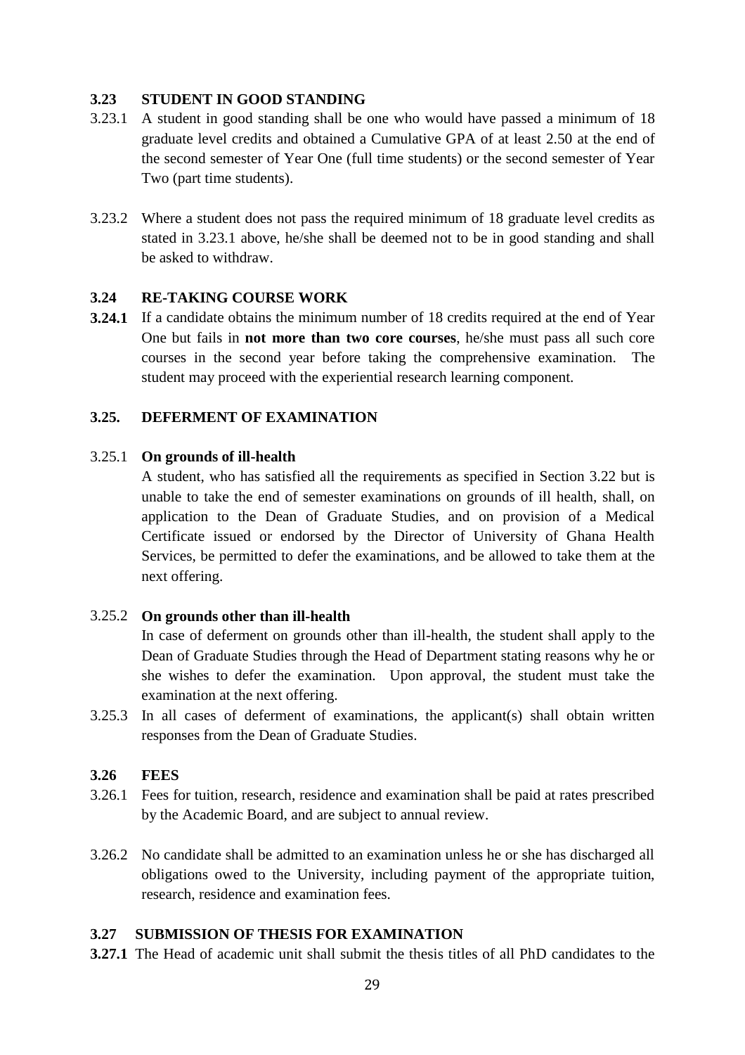### 3.23 STUDENT IN GOOD STANDING

3.23.1 A student in good standing shall be one who would have passed a minimum of 18 graduate level credits and obtained a Cumulative GPA of at least 2.50 at the end of the second semester of Year One (full time students) or the second semester of Year Two (part time students).

3.23.2 Where a student does not pass the required minimum of 18 graduate level credits as stated in 3.23.1 above, he/she shall be deemed not to be in good standing and shall be asked to withdraw.

### 3.24 RE-TAKING COURSE WORK

**3.24.1** If a candidate obtains the minimum number of 18 credits required at the end of Year One but fails in **not more than two core courses**, he/she must pass all such core courses in the second year before taking the comprehensive examination. The student may proceed with the experiential research learning component.

### 3.25. DEFERMENT OF EXAMINATION

3.25.1 **On grounds of ill-health**

A student, who has satisfied all the requirements as specified in Section 3.22 but is unable to take the end of semester examinations on grounds of ill health, shall, on application to the Dean of Graduate Studies, and on provision of a Medical Certificate issued or endorsed by the Director of University of Ghana Health Services, be permitted to defer the examinations, and be allowed to take them at the next offering.

3.25.2 **On grounds other than ill-health**

In case of deferment on grounds other than ill-health, the student shall apply to the Dean of Graduate Studies through the Head of Department stating reasons why he or she wishes to defer the examination. Upon approval, the student must take the examination at the next offering.

3.25.3 In all cases of deferment of examinations, the applicant(s) shall obtain written responses from the Dean of Graduate Studies.

### 3.26 FEES

3.26.1 Fees for tuition, research, residence and examination shall be paid at rates prescribed by the Academic Board, and are subject to annual review.

3.26.2 No candidate shall be admitted to an examination unless he or she has discharged all obligations owed to the University, including payment of the appropriate tuition, research, residence and examination fees.

### 3.27 SUBMISSION OF THESIS FOR EXAMINATION

**3.27.1** The Head of academic unit shall submit the thesis titles of all PhD candidates to the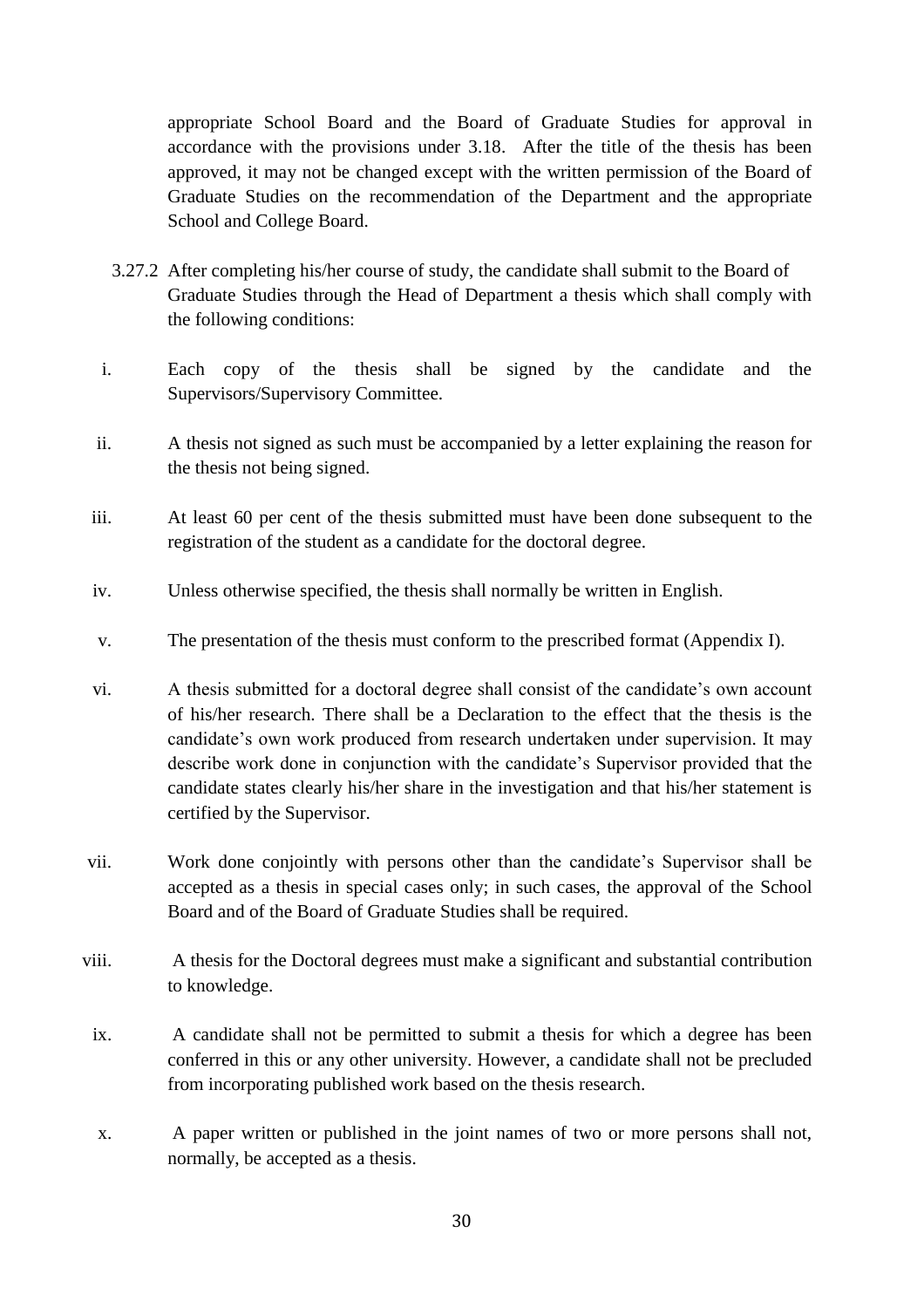appropriate School Board and the Board of Graduate Studies for approval in accordance with the provisions under 3.18. After the title of the thesis has been approved, it may not be changed except with the written permission of the Board of Graduate Studies on the recommendation of the Department and the appropriate School and College Board.

3.27.2 After completing his/her course of study, the candidate shall submit to the Board of Graduate Studies through the Head of Department a thesis which shall comply with the following conditions:

i. Each copy of the thesis shall be signed by the candidate and the Supervisors/Supervisory Committee.

ii. A thesis not signed as such must be accompanied by a letter explaining the reason for the thesis not being signed.

iii. At least 60 per cent of the thesis submitted must have been done subsequent to the registration of the student as a candidate for the doctoral degree.

iv. Unless otherwise specified, the thesis shall normally be written in English.

v. The presentation of the thesis must conform to the prescribed format (Appendix I).

vi. A thesis submitted for a doctoral degree shall consist of the candidate's own account of his/her research. There shall be a Declaration to the effect that the thesis is the candidate's own work produced from research undertaken under supervision. It may describe work done in conjunction with the candidate's Supervisor provided that the candidate states clearly his/her share in the investigation and that his/her statement is certified by the Supervisor.

vii. Work done conjointly with persons other than the candidate's Supervisor shall be accepted as a thesis in special cases only; in such cases, the approval of the School Board and of the Board of Graduate Studies shall be required.

viii. A thesis for the Doctoral degrees must make a significant and substantial contribution to knowledge.

ix. A candidate shall not be permitted to submit a thesis for which a degree has been conferred in this or any other university. However, a candidate shall not be precluded from incorporating published work based on the thesis research.

x. A paper written or published in the joint names of two or more persons shall not, normally, be accepted as a thesis.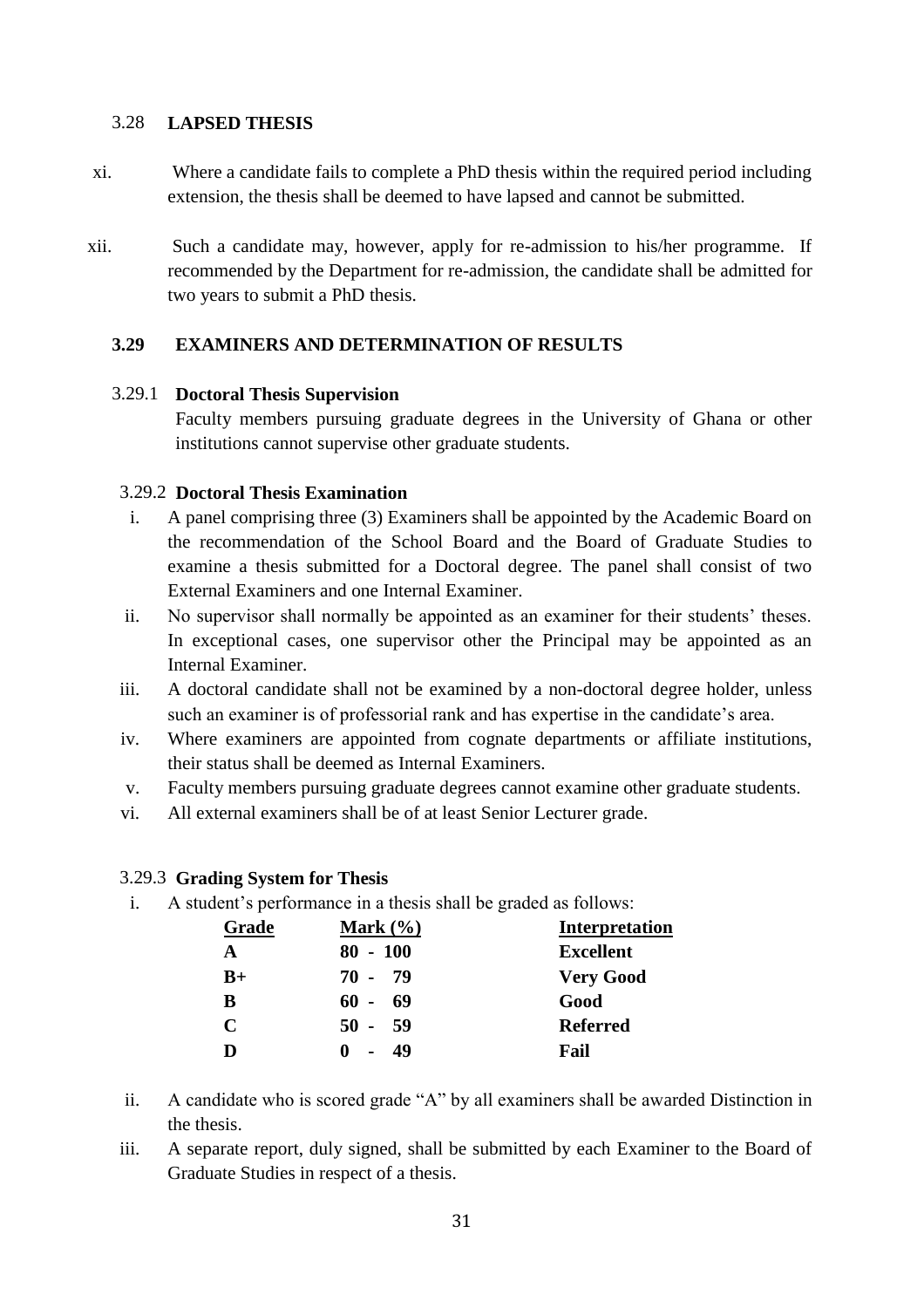### 3.28 LAPSED THESIS

xi. Where a candidate fails to complete a PhD thesis within the required period including extension, the thesis shall be deemed to have lapsed and cannot be submitted.

xii. Such a candidate may, however, apply for re-admission to his/her programme. If recommended by the Department for re-admission, the candidate shall be admitted for two years to submit a PhD thesis.

## 3.29 EXAMINERS AND DETERMINATION OF RESULTS

### 3.29.1 Doctoral Thesis Supervision

Faculty members pursuing graduate degrees in the University of Ghana or other institutions cannot supervise other graduate students.

### 3.29.2 Doctoral Thesis Examination

i. A panel comprising three (3) Examiners shall be appointed by the Academic Board on the recommendation of the School Board and the Board of Graduate Studies to examine a thesis submitted for a Doctoral degree. The panel shall consist of two External Examiners and one Internal Examiner.

ii. No supervisor shall normally be appointed as an examiner for their students' theses. In exceptional cases, one supervisor other the Principal may be appointed as an Internal Examiner.

iii. A doctoral candidate shall not be examined by a non-doctoral degree holder, unless such an examiner is of professorial rank and has expertise in the candidate's area.

iv. Where examiners are appointed from cognate departments or affiliate institutions, their status shall be deemed as Internal Examiners.

v. Faculty members pursuing graduate degrees cannot examine other graduate students.

vi. All external examiners shall be of at least Senior Lecturer grade.

### 3.29.3 Grading System for Thesis

i. A student's performance in a thesis shall be graded as follows:

| Grade | Mark (%) | Interpretation |
|---|---|---|
| **A** | **80 - 100** | **Excellent** |
| **B+** | **70 - 79** | **Very Good** |
| **B** | **60 - 69** | **Good** |
| **C** | **50 - 59** | **Referred** |
| **D** | **0 - 49** | **Fail** |

ii. A candidate who is scored grade "A" by all examiners shall be awarded Distinction in the thesis.

iii. A separate report, duly signed, shall be submitted by each Examiner to the Board of Graduate Studies in respect of a thesis.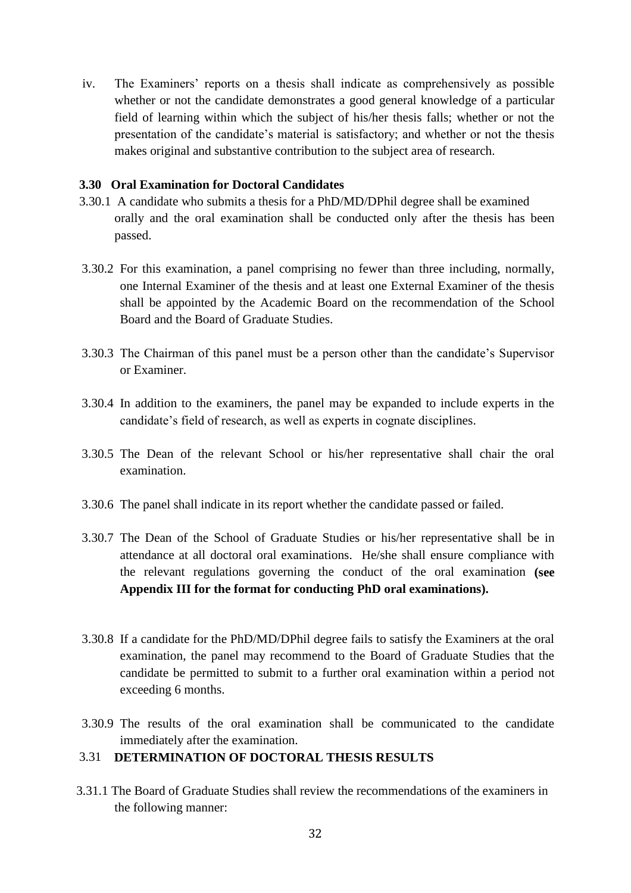iv. The Examiners' reports on a thesis shall indicate as comprehensively as possible whether or not the candidate demonstrates a good general knowledge of a particular field of learning within which the subject of his/her thesis falls; whether or not the presentation of the candidate's material is satisfactory; and whether or not the thesis makes original and substantive contribution to the subject area of research.

### 3.30 Oral Examination for Doctoral Candidates

3.30.1 A candidate who submits a thesis for a PhD/MD/DPhil degree shall be examined orally and the oral examination shall be conducted only after the thesis has been passed.

3.30.2 For this examination, a panel comprising no fewer than three including, normally, one Internal Examiner of the thesis and at least one External Examiner of the thesis shall be appointed by the Academic Board on the recommendation of the School Board and the Board of Graduate Studies.

3.30.3 The Chairman of this panel must be a person other than the candidate's Supervisor or Examiner.

3.30.4 In addition to the examiners, the panel may be expanded to include experts in the candidate's field of research, as well as experts in cognate disciplines.

3.30.5 The Dean of the relevant School or his/her representative shall chair the oral examination.

3.30.6 The panel shall indicate in its report whether the candidate passed or failed.

3.30.7 The Dean of the School of Graduate Studies or his/her representative shall be in attendance at all doctoral oral examinations. He/she shall ensure compliance with the relevant regulations governing the conduct of the oral examination **(see Appendix III for the format for conducting PhD oral examinations).**

3.30.8 If a candidate for the PhD/MD/DPhil degree fails to satisfy the Examiners at the oral examination, the panel may recommend to the Board of Graduate Studies that the candidate be permitted to submit to a further oral examination within a period not exceeding 6 months.

3.30.9 The results of the oral examination shall be communicated to the candidate immediately after the examination.

### 3.31 DETERMINATION OF DOCTORAL THESIS RESULTS

3.31.1 The Board of Graduate Studies shall review the recommendations of the examiners in the following manner: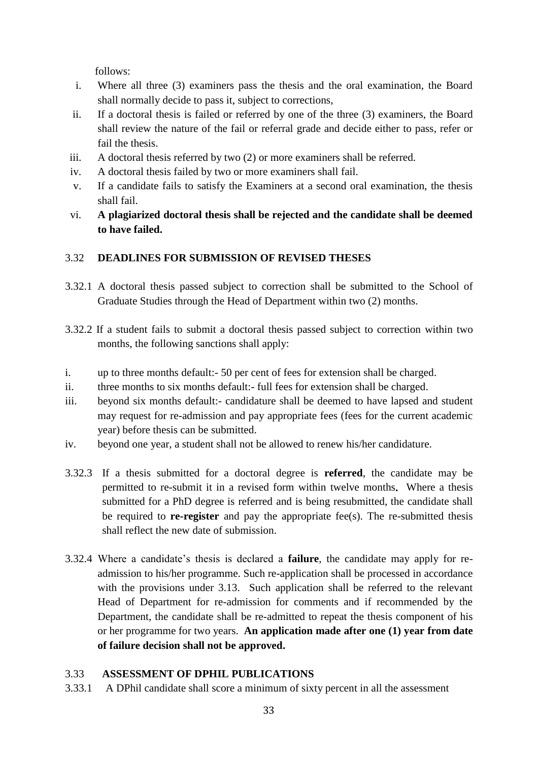follows:

i. Where all three (3) examiners pass the thesis and the oral examination, the Board shall normally decide to pass it, subject to corrections,
ii. If a doctoral thesis is failed or referred by one of the three (3) examiners, the Board shall review the nature of the fail or referral grade and decide either to pass, refer or fail the thesis.
iii. A doctoral thesis referred by two (2) or more examiners shall be referred.
iv. A doctoral thesis failed by two or more examiners shall fail.
v. If a candidate fails to satisfy the Examiners at a second oral examination, the thesis shall fail.
vi. **A plagiarized doctoral thesis shall be rejected and the candidate shall be deemed to have failed.**

## 3.32 DEADLINES FOR SUBMISSION OF REVISED THESES

3.32.1 A doctoral thesis passed subject to correction shall be submitted to the School of Graduate Studies through the Head of Department within two (2) months.

3.32.2 If a student fails to submit a doctoral thesis passed subject to correction within two months, the following sanctions shall apply:

i. up to three months default:- 50 per cent of fees for extension shall be charged.
ii. three months to six months default:- full fees for extension shall be charged.
iii. beyond six months default:- candidature shall be deemed to have lapsed and student may request for re-admission and pay appropriate fees (fees for the current academic year) before thesis can be submitted.
iv. beyond one year, a student shall not be allowed to renew his/her candidature.

3.32.3 If a thesis submitted for a doctoral degree is **referred**, the candidate may be permitted to re-submit it in a revised form within twelve months**.** Where a thesis submitted for a PhD degree is referred and is being resubmitted, the candidate shall be required to **re-register** and pay the appropriate fee(s). The re-submitted thesis shall reflect the new date of submission.

3.32.4 Where a candidate's thesis is declared a **failure**, the candidate may apply for re-admission to his/her programme. Such re-application shall be processed in accordance with the provisions under 3.13. Such application shall be referred to the relevant Head of Department for re-admission for comments and if recommended by the Department, the candidate shall be re-admitted to repeat the thesis component of his or her programme for two years. **An application made after one (1) year from date of failure decision shall not be approved.**

## 3.33 ASSESSMENT OF DPHIL PUBLICATIONS

3.33.1 A DPhil candidate shall score a minimum of sixty percent in all the assessment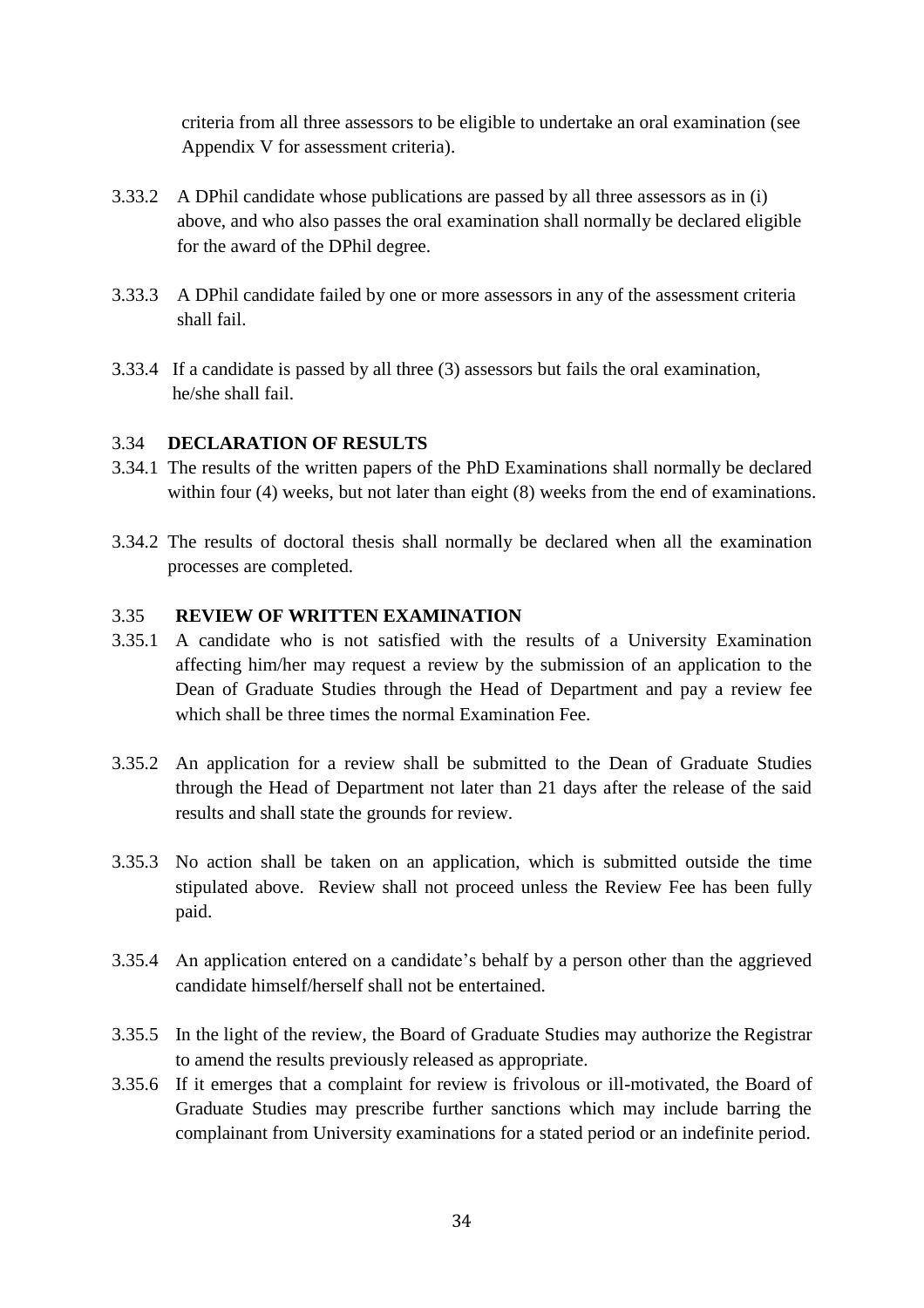criteria from all three assessors to be eligible to undertake an oral examination (see Appendix V for assessment criteria).

3.33.2 A DPhil candidate whose publications are passed by all three assessors as in (i) above, and who also passes the oral examination shall normally be declared eligible for the award of the DPhil degree.

3.33.3 A DPhil candidate failed by one or more assessors in any of the assessment criteria shall fail.

3.33.4 If a candidate is passed by all three (3) assessors but fails the oral examination, he/she shall fail.

### 3.34 DECLARATION OF RESULTS

3.34.1 The results of the written papers of the PhD Examinations shall normally be declared within four (4) weeks, but not later than eight (8) weeks from the end of examinations.

3.34.2 The results of doctoral thesis shall normally be declared when all the examination processes are completed.

### 3.35 REVIEW OF WRITTEN EXAMINATION

3.35.1 A candidate who is not satisfied with the results of a University Examination affecting him/her may request a review by the submission of an application to the Dean of Graduate Studies through the Head of Department and pay a review fee which shall be three times the normal Examination Fee.

3.35.2 An application for a review shall be submitted to the Dean of Graduate Studies through the Head of Department not later than 21 days after the release of the said results and shall state the grounds for review.

3.35.3 No action shall be taken on an application, which is submitted outside the time stipulated above. Review shall not proceed unless the Review Fee has been fully paid.

3.35.4 An application entered on a candidate's behalf by a person other than the aggrieved candidate himself/herself shall not be entertained.

3.35.5 In the light of the review, the Board of Graduate Studies may authorize the Registrar to amend the results previously released as appropriate.

3.35.6 If it emerges that a complaint for review is frivolous or ill-motivated, the Board of Graduate Studies may prescribe further sanctions which may include barring the complainant from University examinations for a stated period or an indefinite period.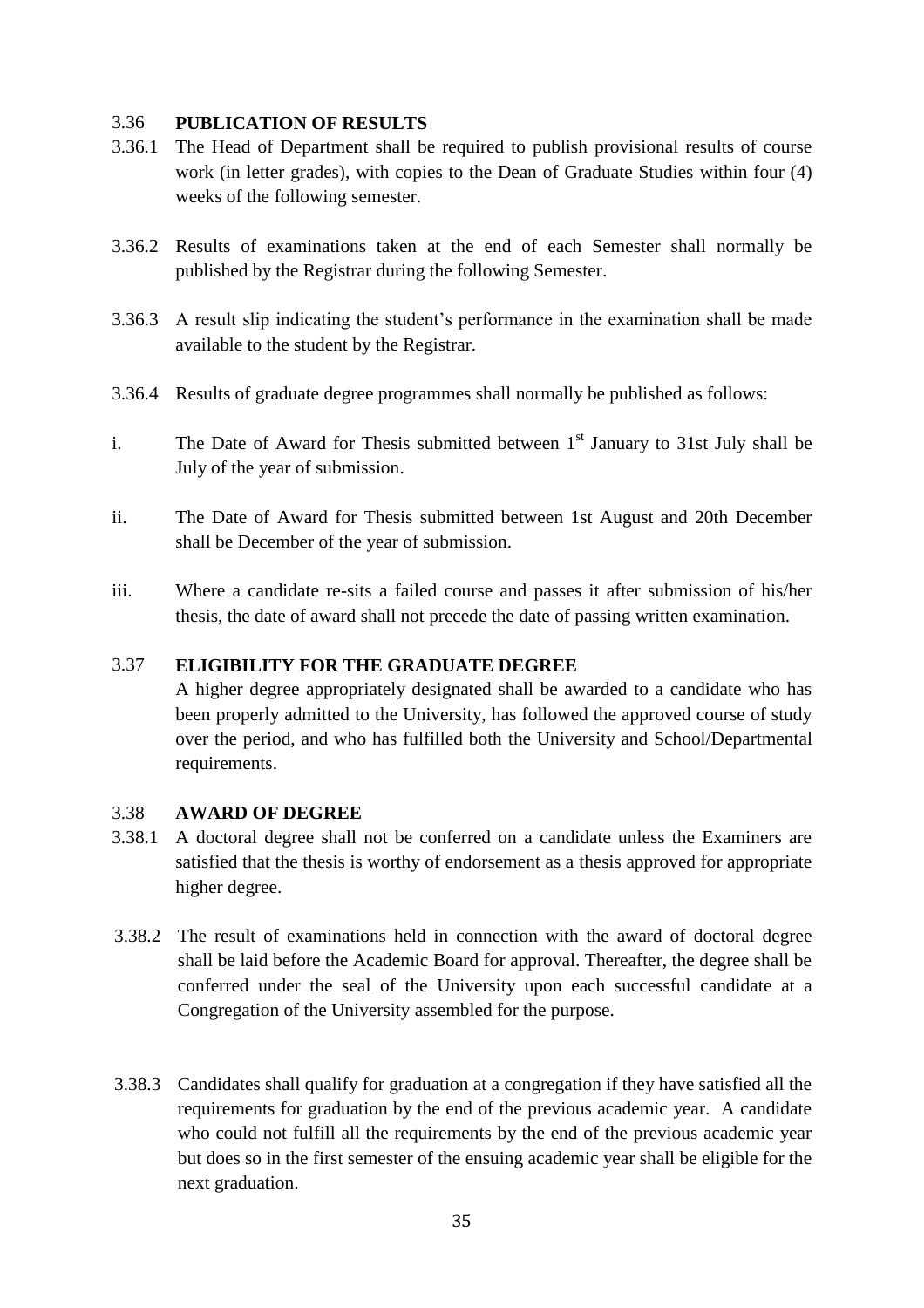### 3.36 PUBLICATION OF RESULTS

3.36.1 The Head of Department shall be required to publish provisional results of course work (in letter grades), with copies to the Dean of Graduate Studies within four (4) weeks of the following semester.

3.36.2 Results of examinations taken at the end of each Semester shall normally be published by the Registrar during the following Semester.

3.36.3 A result slip indicating the student's performance in the examination shall be made available to the student by the Registrar.

3.36.4 Results of graduate degree programmes shall normally be published as follows:

i. The Date of Award for Thesis submitted between 1st January to 31st July shall be July of the year of submission.

ii. The Date of Award for Thesis submitted between 1st August and 20th December shall be December of the year of submission.

iii. Where a candidate re-sits a failed course and passes it after submission of his/her thesis, the date of award shall not precede the date of passing written examination.

### 3.37 ELIGIBILITY FOR THE GRADUATE DEGREE

A higher degree appropriately designated shall be awarded to a candidate who has been properly admitted to the University, has followed the approved course of study over the period, and who has fulfilled both the University and School/Departmental requirements.

### 3.38 AWARD OF DEGREE

3.38.1 A doctoral degree shall not be conferred on a candidate unless the Examiners are satisfied that the thesis is worthy of endorsement as a thesis approved for appropriate higher degree.

3.38.2 The result of examinations held in connection with the award of doctoral degree shall be laid before the Academic Board for approval. Thereafter, the degree shall be conferred under the seal of the University upon each successful candidate at a Congregation of the University assembled for the purpose.

3.38.3 Candidates shall qualify for graduation at a congregation if they have satisfied all the requirements for graduation by the end of the previous academic year. A candidate who could not fulfill all the requirements by the end of the previous academic year but does so in the first semester of the ensuing academic year shall be eligible for the next graduation.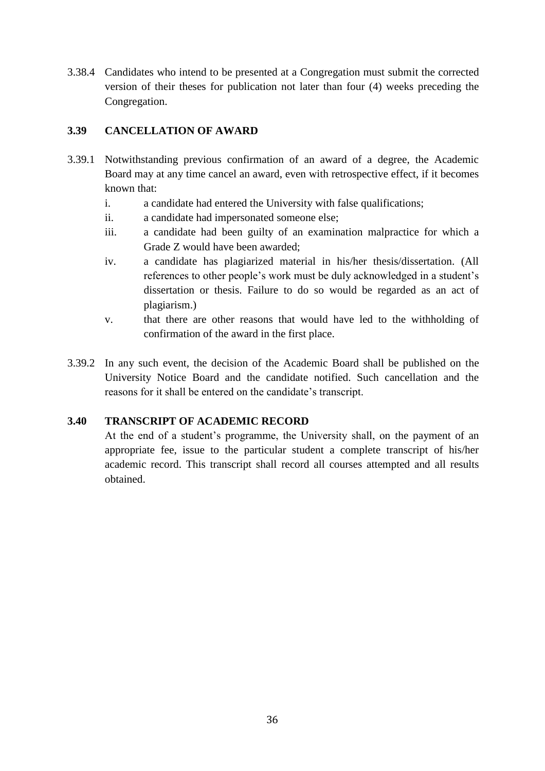3.38.4 Candidates who intend to be presented at a Congregation must submit the corrected version of their theses for publication not later than four (4) weeks preceding the Congregation.

### 3.39 CANCELLATION OF AWARD

3.39.1 Notwithstanding previous confirmation of an award of a degree, the Academic Board may at any time cancel an award, even with retrospective effect, if it becomes known that:

i. a candidate had entered the University with false qualifications;

ii. a candidate had impersonated someone else;

iii. a candidate had been guilty of an examination malpractice for which a Grade Z would have been awarded;

iv. a candidate has plagiarized material in his/her thesis/dissertation. (All references to other people's work must be duly acknowledged in a student's dissertation or thesis. Failure to do so would be regarded as an act of plagiarism.)

v. that there are other reasons that would have led to the withholding of confirmation of the award in the first place.

3.39.2 In any such event, the decision of the Academic Board shall be published on the University Notice Board and the candidate notified. Such cancellation and the reasons for it shall be entered on the candidate's transcript.

### 3.40 TRANSCRIPT OF ACADEMIC RECORD

At the end of a student's programme, the University shall, on the payment of an appropriate fee, issue to the particular student a complete transcript of his/her academic record. This transcript shall record all courses attempted and all results obtained.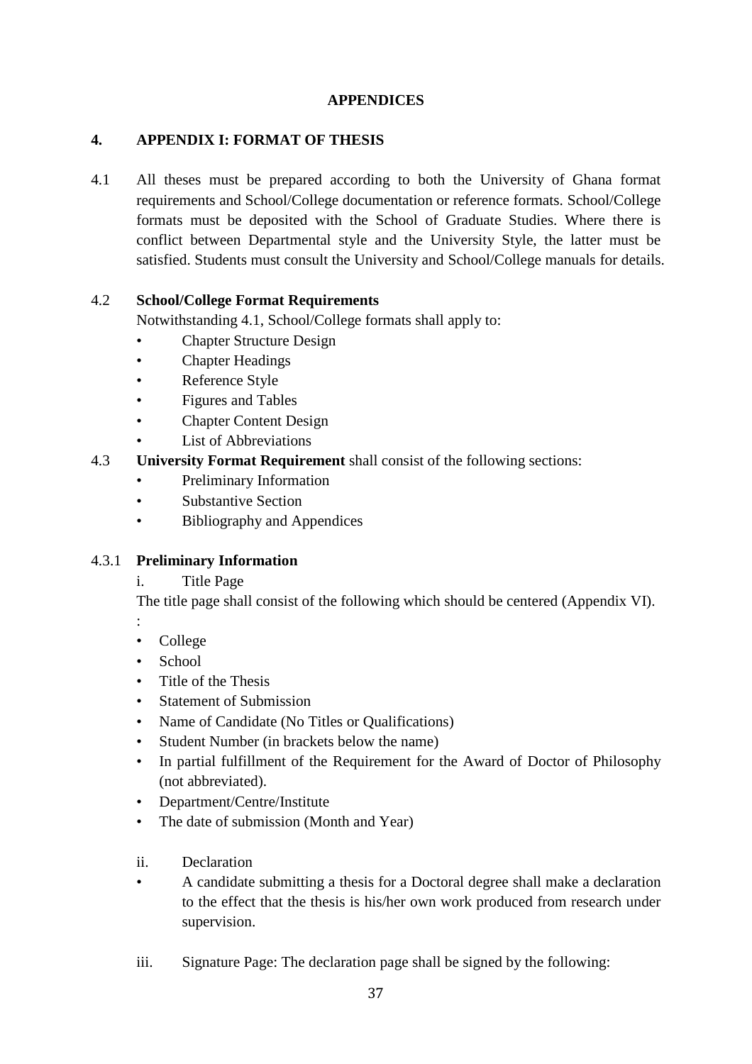# APPENDICES

## 4. APPENDIX I: FORMAT OF THESIS

4.1 All theses must be prepared according to both the University of Ghana format requirements and School/College documentation or reference formats. School/College formats must be deposited with the School of Graduate Studies. Where there is conflict between Departmental style and the University Style, the latter must be satisfied. Students must consult the University and School/College manuals for details.

4.2 **School/College Format Requirements**

Notwithstanding 4.1, School/College formats shall apply to:

- Chapter Structure Design
- Chapter Headings
- Reference Style
- Figures and Tables
- Chapter Content Design
- List of Abbreviations

4.3 **University Format Requirement** shall consist of the following sections:

- Preliminary Information
- Substantive Section
- Bibliography and Appendices

4.3.1 **Preliminary Information**

i. Title Page

The title page shall consist of the following which should be centered (Appendix VI).

:

- College
- School
- Title of the Thesis
- Statement of Submission
- Name of Candidate (No Titles or Qualifications)
- Student Number (in brackets below the name)
- In partial fulfillment of the Requirement for the Award of Doctor of Philosophy (not abbreviated).
- Department/Centre/Institute
- The date of submission (Month and Year)

ii. Declaration

- A candidate submitting a thesis for a Doctoral degree shall make a declaration to the effect that the thesis is his/her own work produced from research under supervision.

iii. Signature Page: The declaration page shall be signed by the following: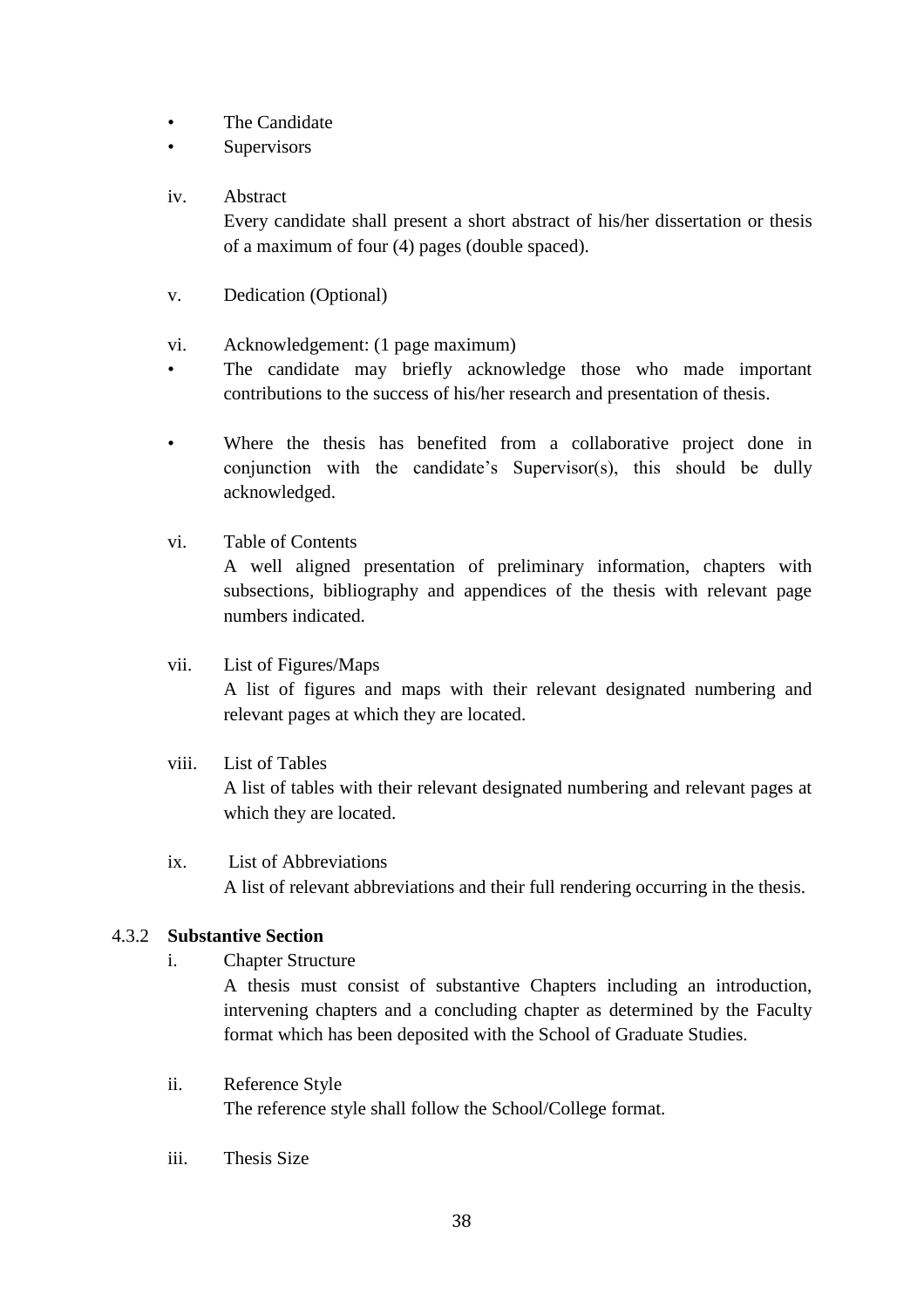- The Candidate
- Supervisors

iv. Abstract

Every candidate shall present a short abstract of his/her dissertation or thesis of a maximum of four (4) pages (double spaced).

v. Dedication (Optional)

vi. Acknowledgement: (1 page maximum)

- The candidate may briefly acknowledge those who made important contributions to the success of his/her research and presentation of thesis.

- Where the thesis has benefited from a collaborative project done in conjunction with the candidate's Supervisor(s), this should be dully acknowledged.

vi. Table of Contents

A well aligned presentation of preliminary information, chapters with subsections, bibliography and appendices of the thesis with relevant page numbers indicated.

vii. List of Figures/Maps

A list of figures and maps with their relevant designated numbering and relevant pages at which they are located.

viii. List of Tables

A list of tables with their relevant designated numbering and relevant pages at which they are located.

ix. List of Abbreviations

A list of relevant abbreviations and their full rendering occurring in the thesis.

### 4.3.2 **Substantive Section**

i. Chapter Structure

A thesis must consist of substantive Chapters including an introduction, intervening chapters and a concluding chapter as determined by the Faculty format which has been deposited with the School of Graduate Studies.

ii. Reference Style

The reference style shall follow the School/College format.

iii. Thesis Size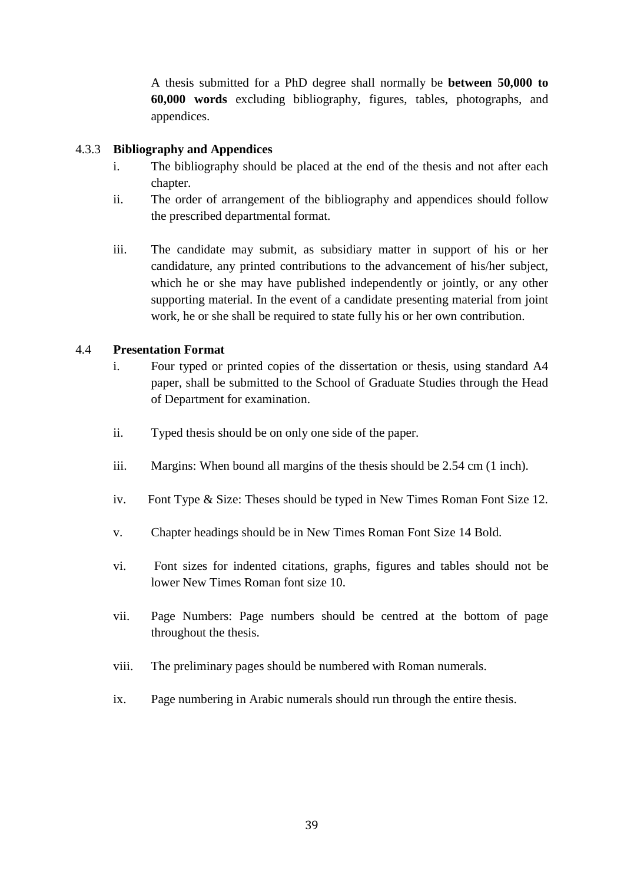A thesis submitted for a PhD degree shall normally be **between 50,000 to 60,000 words** excluding bibliography, figures, tables, photographs, and appendices.

### 4.3.3 Bibliography and Appendices

i. The bibliography should be placed at the end of the thesis and not after each chapter.

ii. The order of arrangement of the bibliography and appendices should follow the prescribed departmental format.

iii. The candidate may submit, as subsidiary matter in support of his or her candidature, any printed contributions to the advancement of his/her subject, which he or she may have published independently or jointly, or any other supporting material. In the event of a candidate presenting material from joint work, he or she shall be required to state fully his or her own contribution.

## 4.4 Presentation Format

i. Four typed or printed copies of the dissertation or thesis, using standard A4 paper, shall be submitted to the School of Graduate Studies through the Head of Department for examination.

ii. Typed thesis should be on only one side of the paper.

iii. Margins: When bound all margins of the thesis should be 2.54 cm (1 inch).

iv. Font Type & Size: Theses should be typed in New Times Roman Font Size 12.

v. Chapter headings should be in New Times Roman Font Size 14 Bold.

vi. Font sizes for indented citations, graphs, figures and tables should not be lower New Times Roman font size 10.

vii. Page Numbers: Page numbers should be centred at the bottom of page throughout the thesis.

viii. The preliminary pages should be numbered with Roman numerals.

ix. Page numbering in Arabic numerals should run through the entire thesis.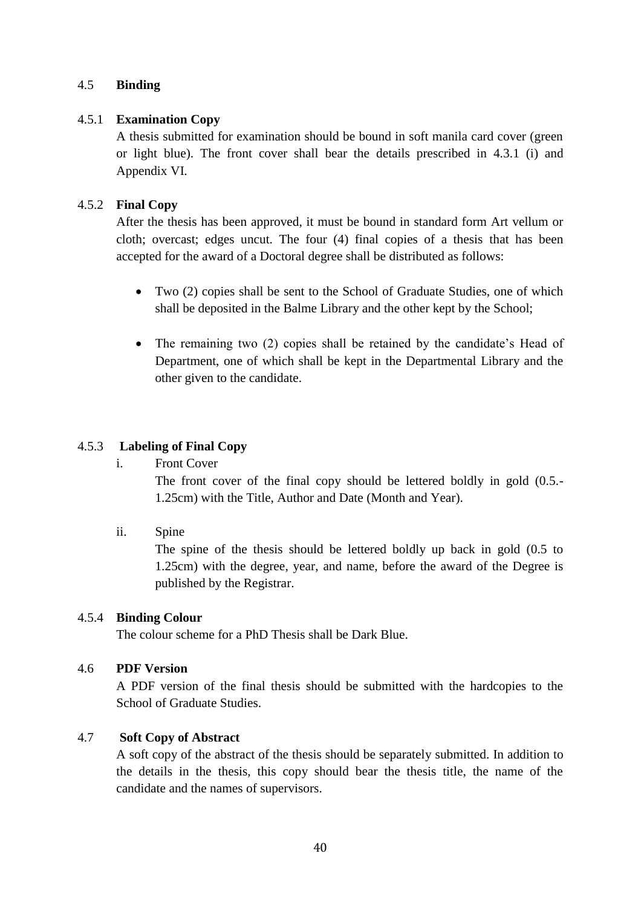## 4.5 Binding

### 4.5.1 Examination Copy

A thesis submitted for examination should be bound in soft manila card cover (green or light blue). The front cover shall bear the details prescribed in 4.3.1 (i) and Appendix VI.

### 4.5.2 Final Copy

After the thesis has been approved, it must be bound in standard form Art vellum or cloth; overcast; edges uncut. The four (4) final copies of a thesis that has been accepted for the award of a Doctoral degree shall be distributed as follows:

- Two (2) copies shall be sent to the School of Graduate Studies, one of which shall be deposited in the Balme Library and the other kept by the School;
- The remaining two (2) copies shall be retained by the candidate's Head of Department, one of which shall be kept in the Departmental Library and the other given to the candidate.

### 4.5.3 Labeling of Final Copy

i. Front Cover

The front cover of the final copy should be lettered boldly in gold (0.5.-1.25cm) with the Title, Author and Date (Month and Year).

ii. Spine

The spine of the thesis should be lettered boldly up back in gold (0.5 to 1.25cm) with the degree, year, and name, before the award of the Degree is published by the Registrar.

### 4.5.4 Binding Colour

The colour scheme for a PhD Thesis shall be Dark Blue.

## 4.6 PDF Version

A PDF version of the final thesis should be submitted with the hardcopies to the School of Graduate Studies.

## 4.7 Soft Copy of Abstract

A soft copy of the abstract of the thesis should be separately submitted. In addition to the details in the thesis, this copy should bear the thesis title, the name of the candidate and the names of supervisors.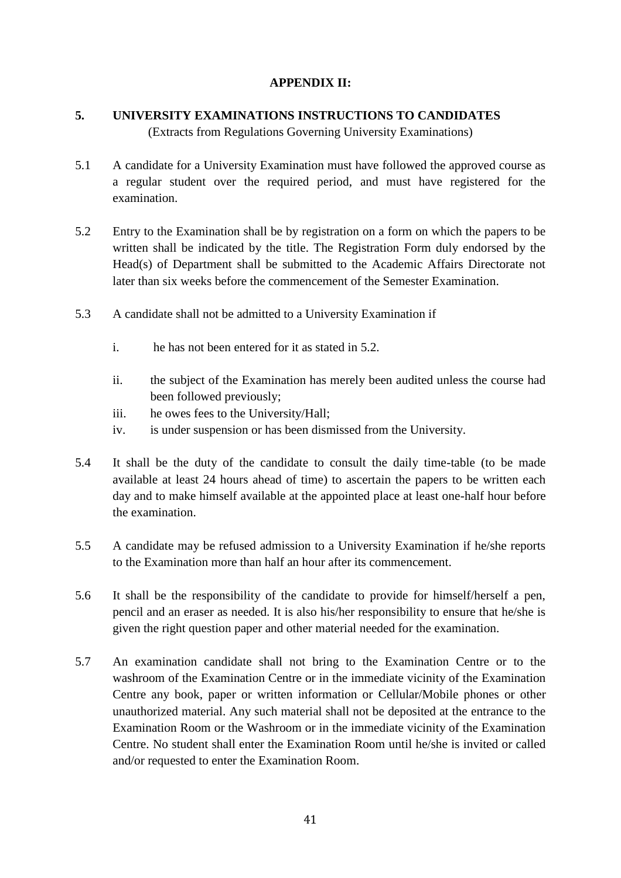**APPENDIX II:**

## 5. UNIVERSITY EXAMINATIONS INSTRUCTIONS TO CANDIDATES

(Extracts from Regulations Governing University Examinations)

5.1 A candidate for a University Examination must have followed the approved course as a regular student over the required period, and must have registered for the examination.

5.2 Entry to the Examination shall be by registration on a form on which the papers to be written shall be indicated by the title. The Registration Form duly endorsed by the Head(s) of Department shall be submitted to the Academic Affairs Directorate not later than six weeks before the commencement of the Semester Examination.

5.3 A candidate shall not be admitted to a University Examination if

- i. he has not been entered for it as stated in 5.2.
- ii. the subject of the Examination has merely been audited unless the course had been followed previously;
- iii. he owes fees to the University/Hall;
- iv. is under suspension or has been dismissed from the University.

5.4 It shall be the duty of the candidate to consult the daily time-table (to be made available at least 24 hours ahead of time) to ascertain the papers to be written each day and to make himself available at the appointed place at least one-half hour before the examination.

5.5 A candidate may be refused admission to a University Examination if he/she reports to the Examination more than half an hour after its commencement.

5.6 It shall be the responsibility of the candidate to provide for himself/herself a pen, pencil and an eraser as needed. It is also his/her responsibility to ensure that he/she is given the right question paper and other material needed for the examination.

5.7 An examination candidate shall not bring to the Examination Centre or to the washroom of the Examination Centre or in the immediate vicinity of the Examination Centre any book, paper or written information or Cellular/Mobile phones or other unauthorized material. Any such material shall not be deposited at the entrance to the Examination Room or the Washroom or in the immediate vicinity of the Examination Centre. No student shall enter the Examination Room until he/she is invited or called and/or requested to enter the Examination Room.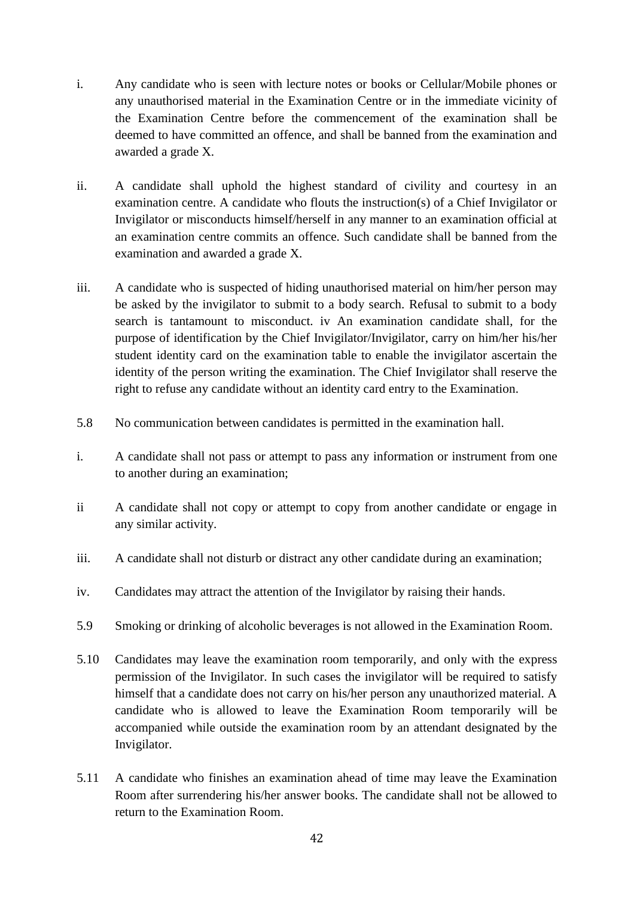i. Any candidate who is seen with lecture notes or books or Cellular/Mobile phones or any unauthorised material in the Examination Centre or in the immediate vicinity of the Examination Centre before the commencement of the examination shall be deemed to have committed an offence, and shall be banned from the examination and awarded a grade X.

ii. A candidate shall uphold the highest standard of civility and courtesy in an examination centre. A candidate who flouts the instruction(s) of a Chief Invigilator or Invigilator or misconducts himself/herself in any manner to an examination official at an examination centre commits an offence. Such candidate shall be banned from the examination and awarded a grade X.

iii. A candidate who is suspected of hiding unauthorised material on him/her person may be asked by the invigilator to submit to a body search. Refusal to submit to a body search is tantamount to misconduct. iv An examination candidate shall, for the purpose of identification by the Chief Invigilator/Invigilator, carry on him/her his/her student identity card on the examination table to enable the invigilator ascertain the identity of the person writing the examination. The Chief Invigilator shall reserve the right to refuse any candidate without an identity card entry to the Examination.

5.8 No communication between candidates is permitted in the examination hall.

i. A candidate shall not pass or attempt to pass any information or instrument from one to another during an examination;

ii A candidate shall not copy or attempt to copy from another candidate or engage in any similar activity.

iii. A candidate shall not disturb or distract any other candidate during an examination;

iv. Candidates may attract the attention of the Invigilator by raising their hands.

5.9 Smoking or drinking of alcoholic beverages is not allowed in the Examination Room.

5.10 Candidates may leave the examination room temporarily, and only with the express permission of the Invigilator. In such cases the invigilator will be required to satisfy himself that a candidate does not carry on his/her person any unauthorized material. A candidate who is allowed to leave the Examination Room temporarily will be accompanied while outside the examination room by an attendant designated by the Invigilator.

5.11 A candidate who finishes an examination ahead of time may leave the Examination Room after surrendering his/her answer books. The candidate shall not be allowed to return to the Examination Room.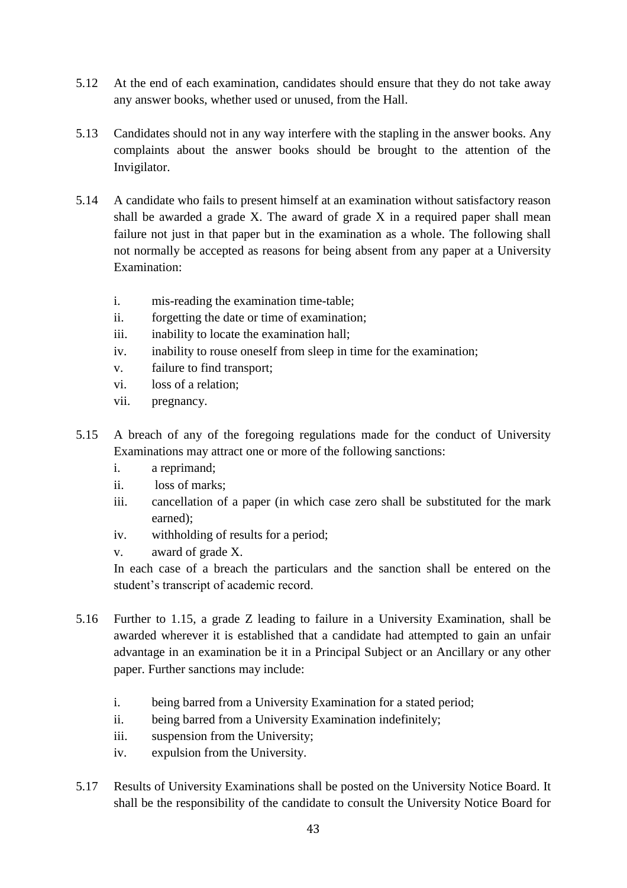5.12 At the end of each examination, candidates should ensure that they do not take away any answer books, whether used or unused, from the Hall.

5.13 Candidates should not in any way interfere with the stapling in the answer books. Any complaints about the answer books should be brought to the attention of the Invigilator.

5.14 A candidate who fails to present himself at an examination without satisfactory reason shall be awarded a grade X. The award of grade X in a required paper shall mean failure not just in that paper but in the examination as a whole. The following shall not normally be accepted as reasons for being absent from any paper at a University Examination:

   i. mis-reading the examination time-table;
   ii. forgetting the date or time of examination;
   iii. inability to locate the examination hall;
   iv. inability to rouse oneself from sleep in time for the examination;
   v. failure to find transport;
   vi. loss of a relation;
   vii. pregnancy.

5.15 A breach of any of the foregoing regulations made for the conduct of University Examinations may attract one or more of the following sanctions:

   i. a reprimand;
   ii. loss of marks;
   iii. cancellation of a paper (in which case zero shall be substituted for the mark earned);
   iv. withholding of results for a period;
   v. award of grade X.

   In each case of a breach the particulars and the sanction shall be entered on the student's transcript of academic record.

5.16 Further to 1.15, a grade Z leading to failure in a University Examination, shall be awarded wherever it is established that a candidate had attempted to gain an unfair advantage in an examination be it in a Principal Subject or an Ancillary or any other paper. Further sanctions may include:

   i. being barred from a University Examination for a stated period;
   ii. being barred from a University Examination indefinitely;
   iii. suspension from the University;
   iv. expulsion from the University.

5.17 Results of University Examinations shall be posted on the University Notice Board. It shall be the responsibility of the candidate to consult the University Notice Board for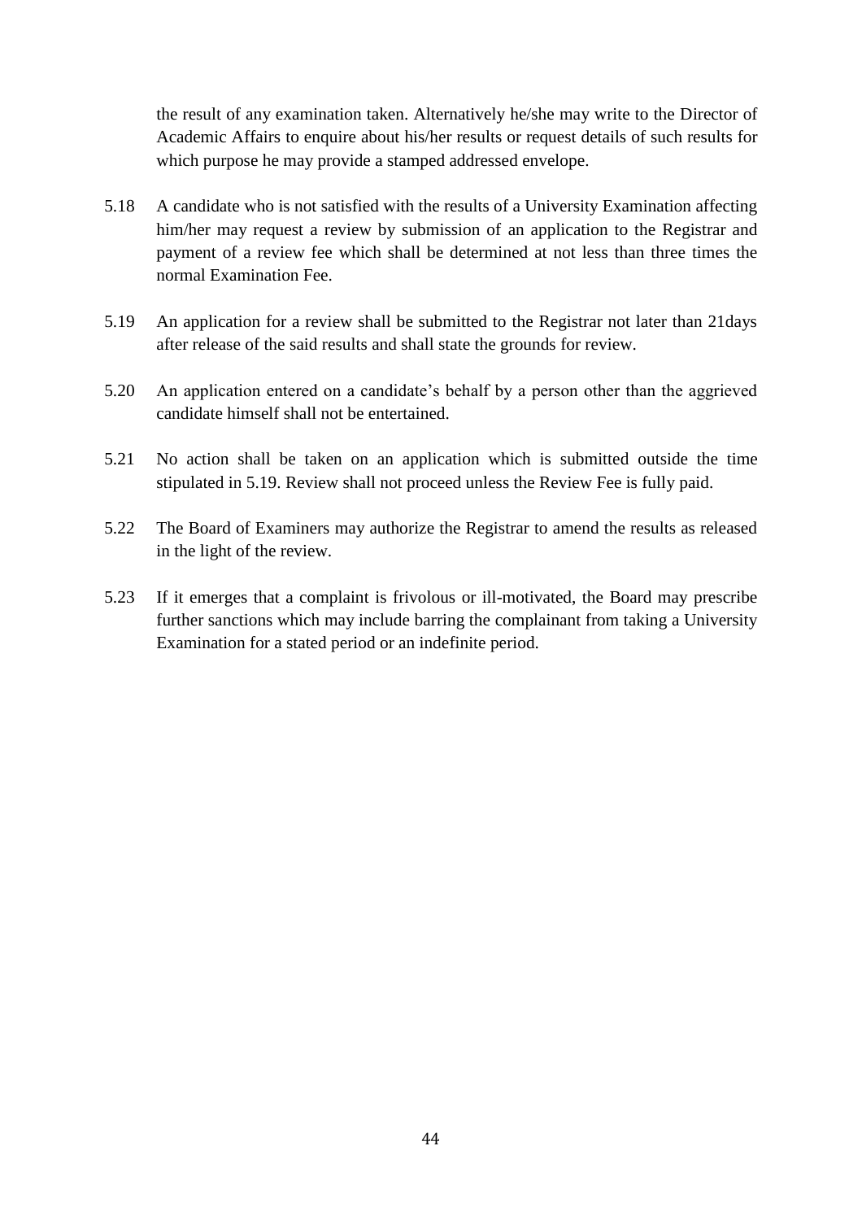the result of any examination taken. Alternatively he/she may write to the Director of Academic Affairs to enquire about his/her results or request details of such results for which purpose he may provide a stamped addressed envelope.

5.18 A candidate who is not satisfied with the results of a University Examination affecting him/her may request a review by submission of an application to the Registrar and payment of a review fee which shall be determined at not less than three times the normal Examination Fee.

5.19 An application for a review shall be submitted to the Registrar not later than 21days after release of the said results and shall state the grounds for review.

5.20 An application entered on a candidate's behalf by a person other than the aggrieved candidate himself shall not be entertained.

5.21 No action shall be taken on an application which is submitted outside the time stipulated in 5.19. Review shall not proceed unless the Review Fee is fully paid.

5.22 The Board of Examiners may authorize the Registrar to amend the results as released in the light of the review.

5.23 If it emerges that a complaint is frivolous or ill-motivated, the Board may prescribe further sanctions which may include barring the complainant from taking a University Examination for a stated period or an indefinite period.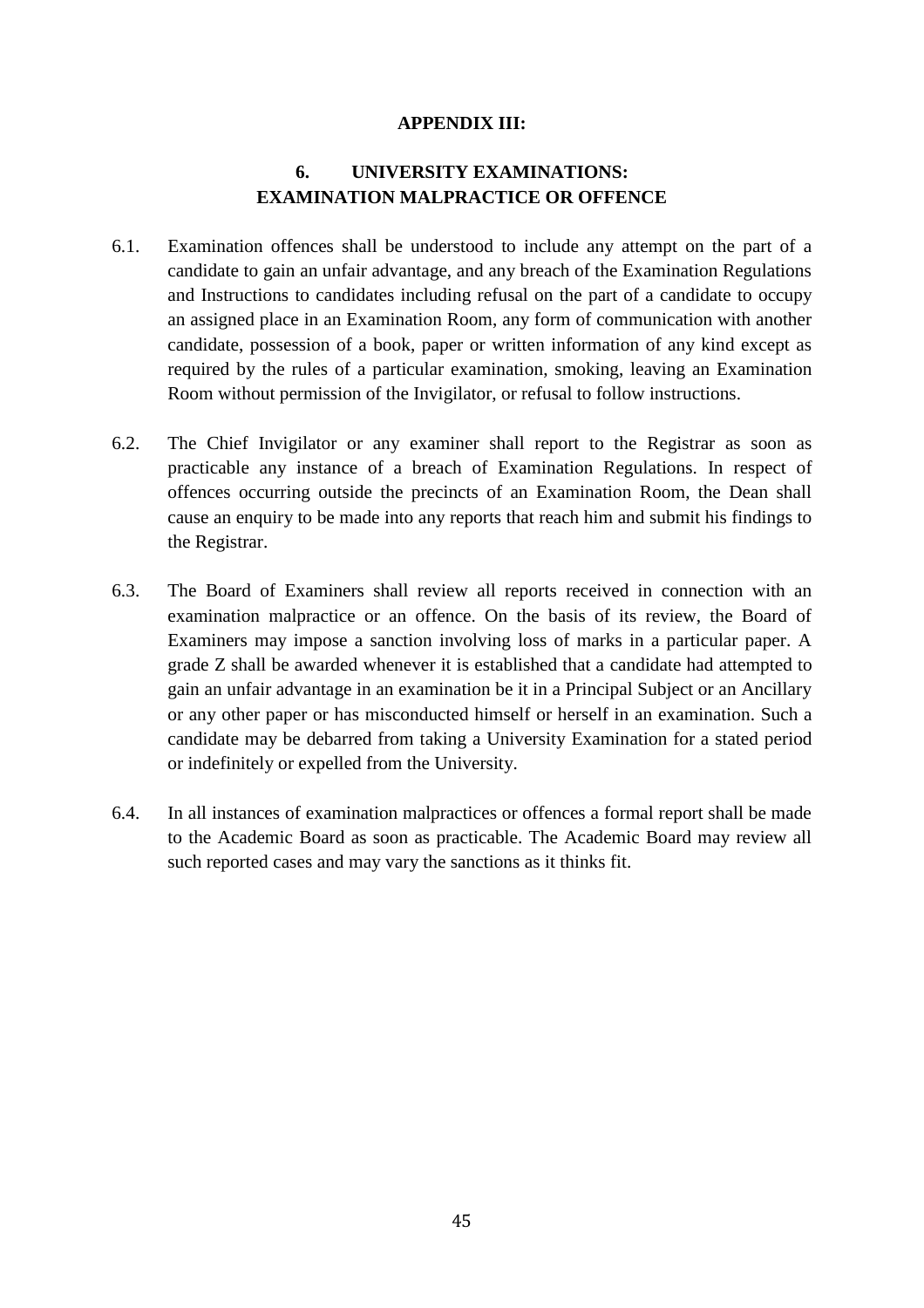**APPENDIX III:**

## 6. UNIVERSITY EXAMINATIONS: EXAMINATION MALPRACTICE OR OFFENCE

6.1. Examination offences shall be understood to include any attempt on the part of a candidate to gain an unfair advantage, and any breach of the Examination Regulations and Instructions to candidates including refusal on the part of a candidate to occupy an assigned place in an Examination Room, any form of communication with another candidate, possession of a book, paper or written information of any kind except as required by the rules of a particular examination, smoking, leaving an Examination Room without permission of the Invigilator, or refusal to follow instructions.

6.2. The Chief Invigilator or any examiner shall report to the Registrar as soon as practicable any instance of a breach of Examination Regulations. In respect of offences occurring outside the precincts of an Examination Room, the Dean shall cause an enquiry to be made into any reports that reach him and submit his findings to the Registrar.

6.3. The Board of Examiners shall review all reports received in connection with an examination malpractice or an offence. On the basis of its review, the Board of Examiners may impose a sanction involving loss of marks in a particular paper. A grade Z shall be awarded whenever it is established that a candidate had attempted to gain an unfair advantage in an examination be it in a Principal Subject or an Ancillary or any other paper or has misconducted himself or herself in an examination. Such a candidate may be debarred from taking a University Examination for a stated period or indefinitely or expelled from the University.

6.4. In all instances of examination malpractices or offences a formal report shall be made to the Academic Board as soon as practicable. The Academic Board may review all such reported cases and may vary the sanctions as it thinks fit.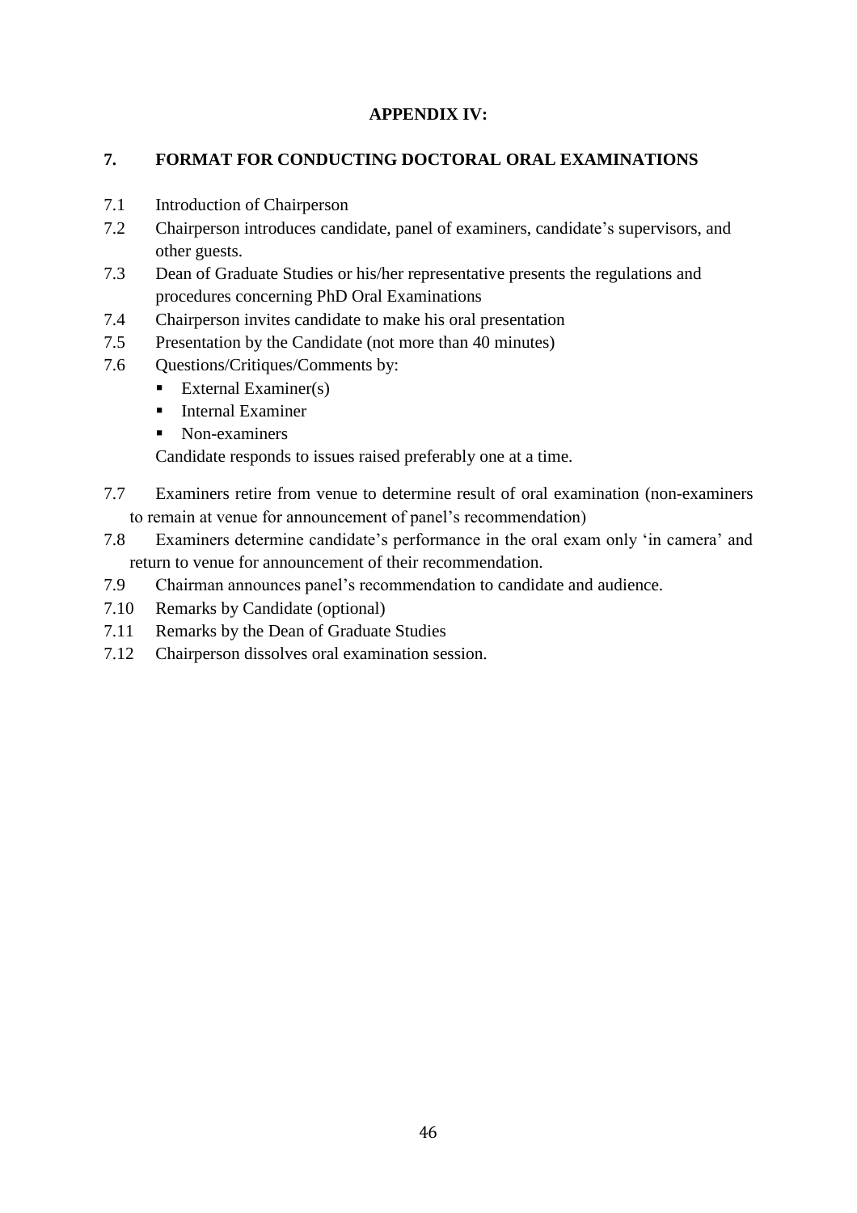**APPENDIX IV:**

## 7. FORMAT FOR CONDUCTING DOCTORAL ORAL EXAMINATIONS

7.1 Introduction of Chairperson

7.2 Chairperson introduces candidate, panel of examiners, candidate's supervisors, and other guests.

7.3 Dean of Graduate Studies or his/her representative presents the regulations and procedures concerning PhD Oral Examinations

7.4 Chairperson invites candidate to make his oral presentation

7.5 Presentation by the Candidate (not more than 40 minutes)

7.6 Questions/Critiques/Comments by:

- External Examiner(s)
- Internal Examiner
- Non-examiners

Candidate responds to issues raised preferably one at a time.

7.7 Examiners retire from venue to determine result of oral examination (non-examiners to remain at venue for announcement of panel's recommendation)

7.8 Examiners determine candidate's performance in the oral exam only 'in camera' and return to venue for announcement of their recommendation.

7.9 Chairman announces panel's recommendation to candidate and audience.

7.10 Remarks by Candidate (optional)

7.11 Remarks by the Dean of Graduate Studies

7.12 Chairperson dissolves oral examination session.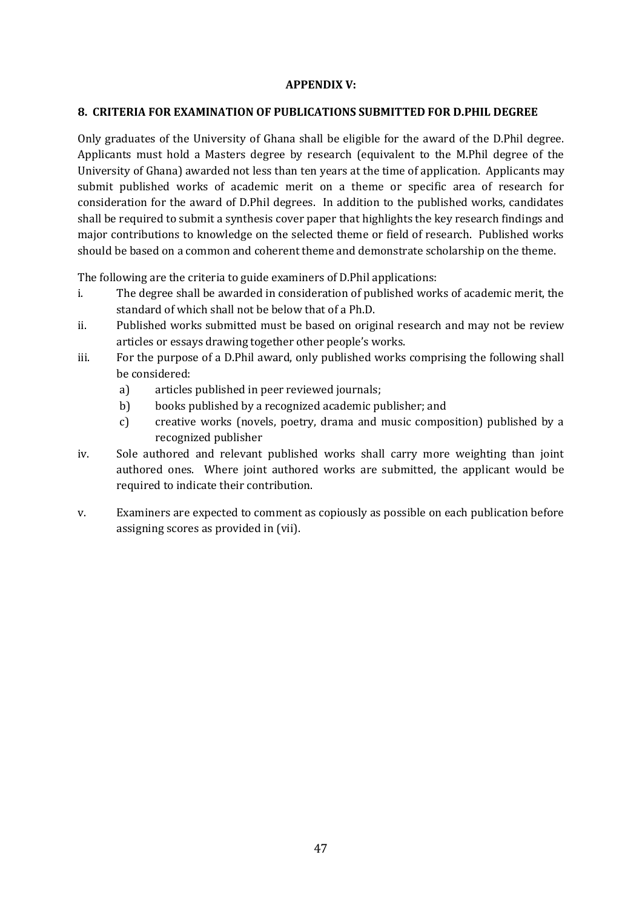**APPENDIX V:**

## 8. CRITERIA FOR EXAMINATION OF PUBLICATIONS SUBMITTED FOR D.PHIL DEGREE

Only graduates of the University of Ghana shall be eligible for the award of the D.Phil degree. Applicants must hold a Masters degree by research (equivalent to the M.Phil degree of the University of Ghana) awarded not less than ten years at the time of application. Applicants may submit published works of academic merit on a theme or specific area of research for consideration for the award of D.Phil degrees. In addition to the published works, candidates shall be required to submit a synthesis cover paper that highlights the key research findings and major contributions to knowledge on the selected theme or field of research. Published works should be based on a common and coherent theme and demonstrate scholarship on the theme.

The following are the criteria to guide examiners of D.Phil applications:

i. The degree shall be awarded in consideration of published works of academic merit, the standard of which shall not be below that of a Ph.D.

ii. Published works submitted must be based on original research and may not be review articles or essays drawing together other people's works.

iii. For the purpose of a D.Phil award, only published works comprising the following shall be considered:
   - a) articles published in peer reviewed journals;
   - b) books published by a recognized academic publisher; and
   - c) creative works (novels, poetry, drama and music composition) published by a recognized publisher

iv. Sole authored and relevant published works shall carry more weighting than joint authored ones. Where joint authored works are submitted, the applicant would be required to indicate their contribution.

v. Examiners are expected to comment as copiously as possible on each publication before assigning scores as provided in (vii).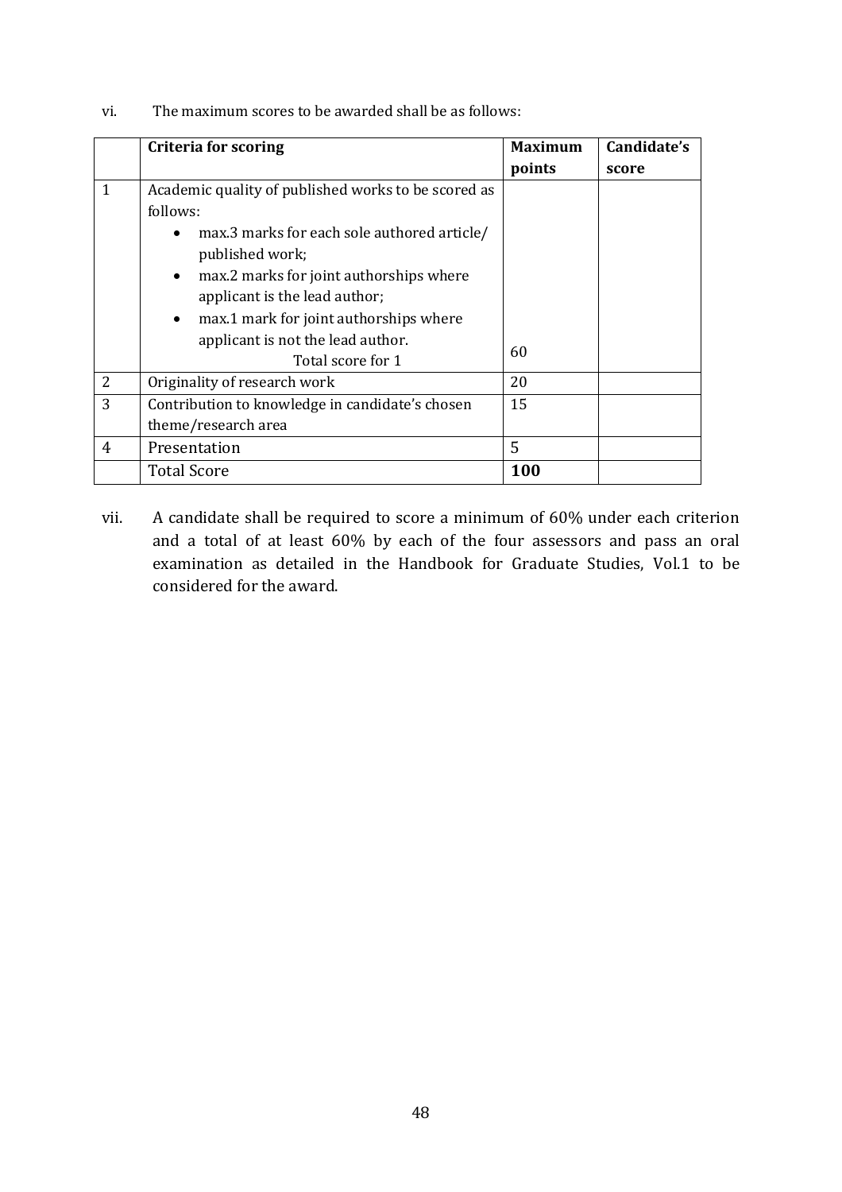vi. The maximum scores to be awarded shall be as follows:

| | **Criteria for scoring** | **Maximum points** | **Candidate's score** |
|---|---|---|---|
| 1 | Academic quality of published works to be scored as follows:<br>• max.3 marks for each sole authored article/ published work;<br>• max.2 marks for joint authorships where applicant is the lead author;<br>• max.1 mark for joint authorships where applicant is not the lead author.<br>Total score for 1 | 60 | |
| 2 | Originality of research work | 20 | |
| 3 | Contribution to knowledge in candidate's chosen theme/research area | 15 | |
| 4 | Presentation | 5 | |
| | Total Score | **100** | |

vii. A candidate shall be required to score a minimum of 60% under each criterion and a total of at least 60% by each of the four assessors and pass an oral examination as detailed in the Handbook for Graduate Studies, Vol.1 to be considered for the award.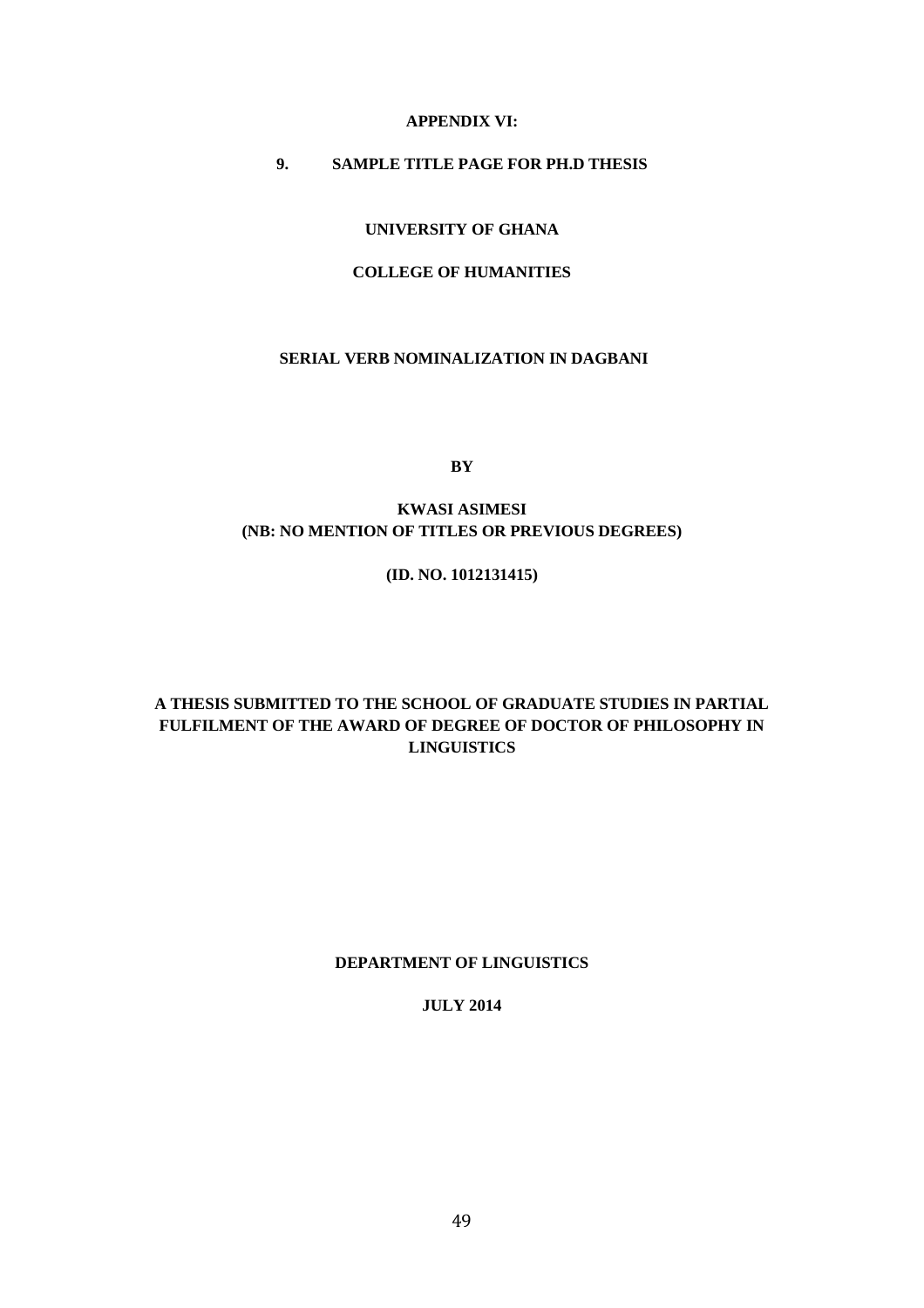**APPENDIX VI:**

**9. SAMPLE TITLE PAGE FOR PH.D THESIS**

**UNIVERSITY OF GHANA**

**COLLEGE OF HUMANITIES**

**SERIAL VERB NOMINALIZATION IN DAGBANI**

**BY**

**KWASI ASIMESI**
**(NB: NO MENTION OF TITLES OR PREVIOUS DEGREES)**

**(ID. NO. 1012131415)**

**A THESIS SUBMITTED TO THE SCHOOL OF GRADUATE STUDIES IN PARTIAL FULFILMENT OF THE AWARD OF DEGREE OF DOCTOR OF PHILOSOPHY IN LINGUISTICS**

**DEPARTMENT OF LINGUISTICS**

**JULY 2014**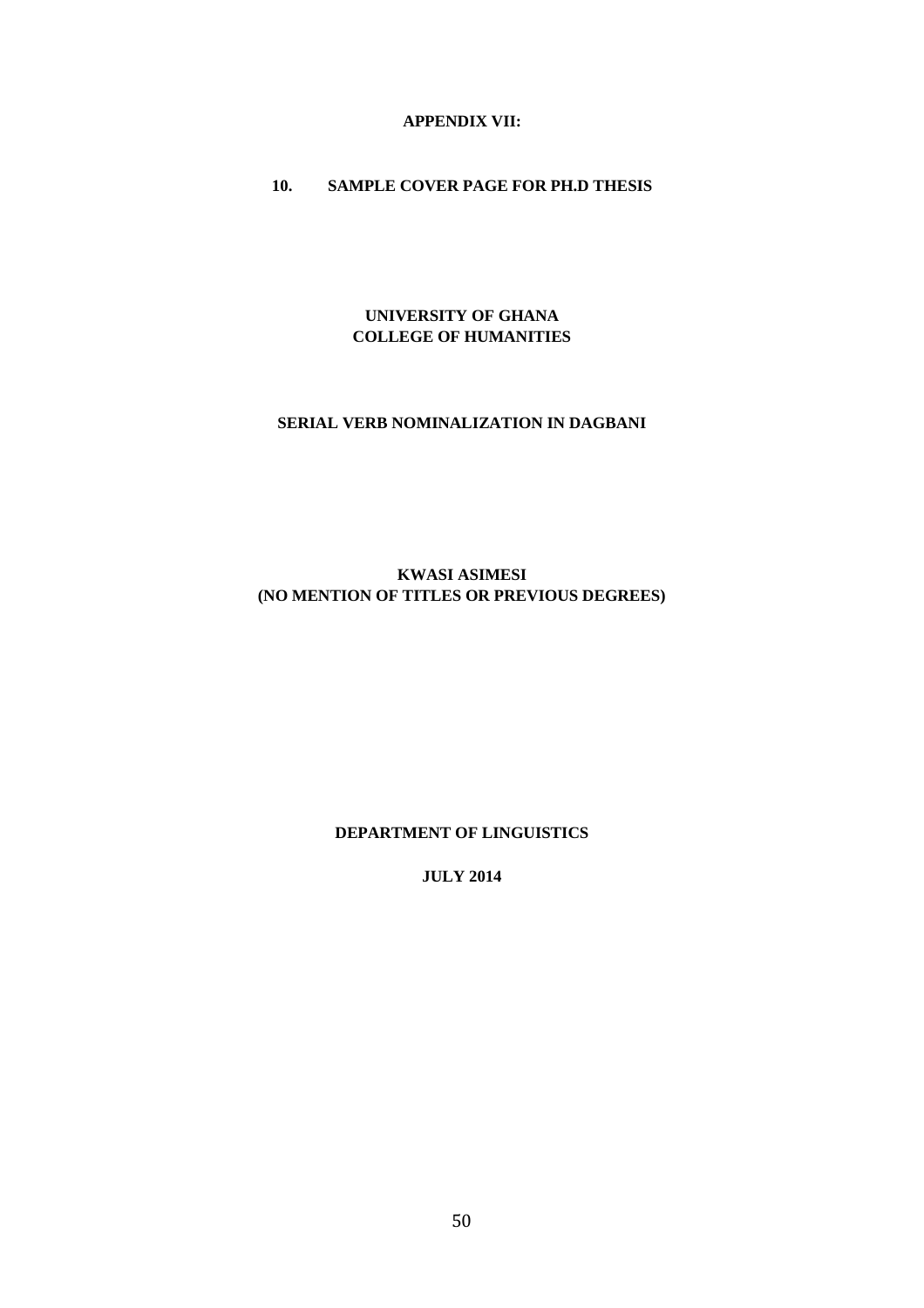**APPENDIX VII:**

**10. SAMPLE COVER PAGE FOR PH.D THESIS**

**UNIVERSITY OF GHANA**
**COLLEGE OF HUMANITIES**

**SERIAL VERB NOMINALIZATION IN DAGBANI**

**KWASI ASIMESI**
**(NO MENTION OF TITLES OR PREVIOUS DEGREES)**

**DEPARTMENT OF LINGUISTICS**

**JULY 2014**